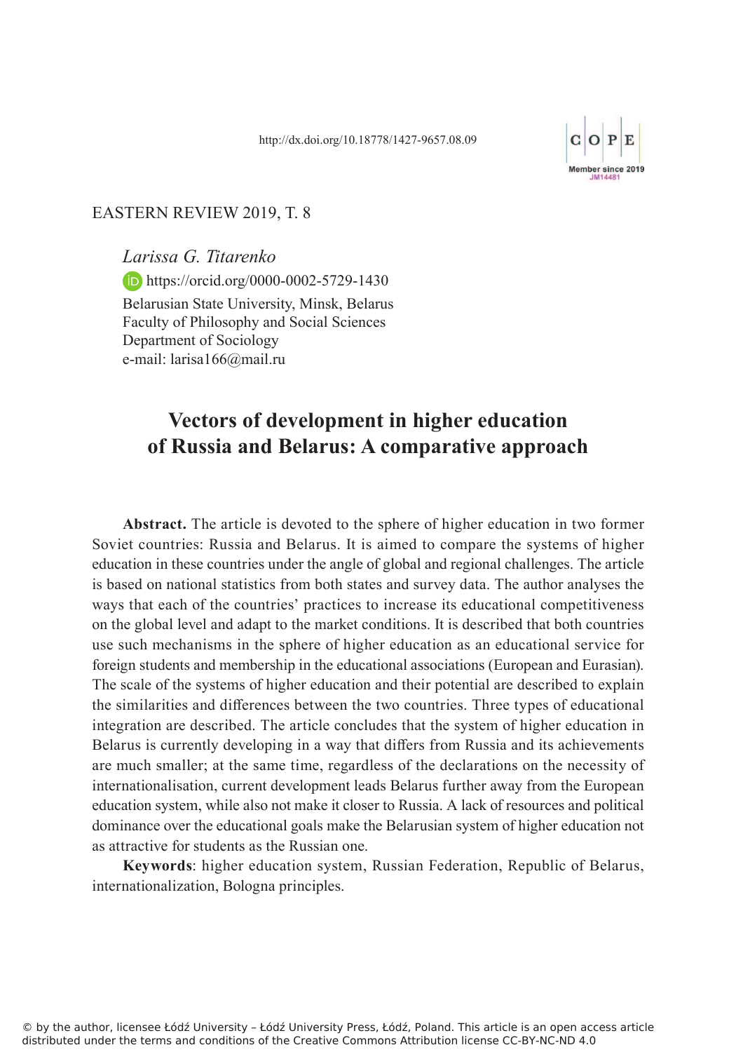http://dx.doi.org/10.18778/1427-9657.08.09

EASTERN REVIEW 2019, T. 8

*Larissa G. Titarenko*

https://orcid.org/0000-0002-5729-1430

Belarusian State University, Minsk, Belarus
Faculty of Philosophy and Social Sciences
Department of Sociology
e-mail: larisa166@mail.ru

# Vectors of development in higher education of Russia and Belarus: A comparative approach

**Abstract.** The article is devoted to the sphere of higher education in two former Soviet countries: Russia and Belarus. It is aimed to compare the systems of higher education in these countries under the angle of global and regional challenges. The article is based on national statistics from both states and survey data. The author analyses the ways that each of the countries' practices to increase its educational competitiveness on the global level and adapt to the market conditions. It is described that both countries use such mechanisms in the sphere of higher education as an educational service for foreign students and membership in the educational associations (European and Eurasian). The scale of the systems of higher education and their potential are described to explain the similarities and differences between the two countries. Three types of educational integration are described. The article concludes that the system of higher education in Belarus is currently developing in a way that differs from Russia and its achievements are much smaller; at the same time, regardless of the declarations on the necessity of internationalisation, current development leads Belarus further away from the European education system, while also not make it closer to Russia. A lack of resources and political dominance over the educational goals make the Belarusian system of higher education not as attractive for students as the Russian one.

**Keywords**: higher education system, Russian Federation, Republic of Belarus, internationalization, Bologna principles.

© by the author, licensee Łódź University – Łódź University Press, Łódź, Poland. This article is an open access article distributed under the terms and conditions of the Creative Commons Attribution license CC-BY-NC-ND 4.0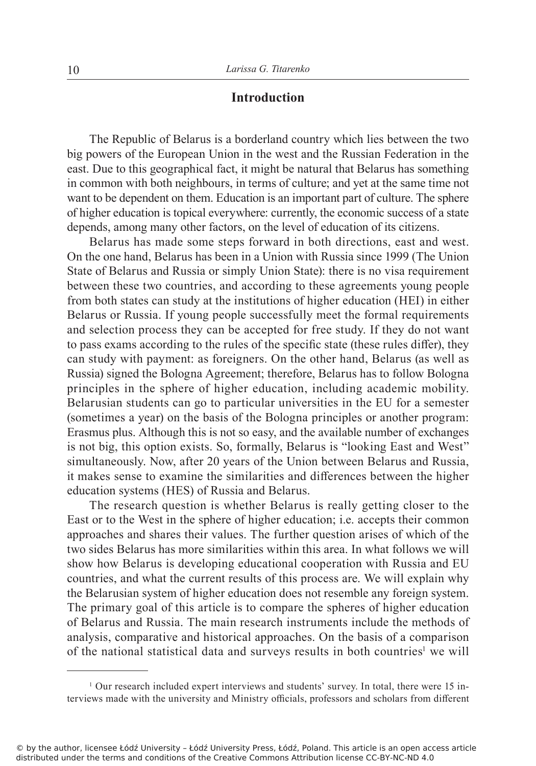## Introduction

The Republic of Belarus is a borderland country which lies between the two big powers of the European Union in the west and the Russian Federation in the east. Due to this geographical fact, it might be natural that Belarus has something in common with both neighbours, in terms of culture; and yet at the same time not want to be dependent on them. Education is an important part of culture. The sphere of higher education is topical everywhere: currently, the economic success of a state depends, among many other factors, on the level of education of its citizens.

Belarus has made some steps forward in both directions, east and west. On the one hand, Belarus has been in a Union with Russia since 1999 (The Union State of Belarus and Russia or simply Union State): there is no visa requirement between these two countries, and according to these agreements young people from both states can study at the institutions of higher education (HEI) in either Belarus or Russia. If young people successfully meet the formal requirements and selection process they can be accepted for free study. If they do not want to pass exams according to the rules of the specific state (these rules differ), they can study with payment: as foreigners. On the other hand, Belarus (as well as Russia) signed the Bologna Agreement; therefore, Belarus has to follow Bologna principles in the sphere of higher education, including academic mobility. Belarusian students can go to particular universities in the EU for a semester (sometimes a year) on the basis of the Bologna principles or another program: Erasmus plus. Although this is not so easy, and the available number of exchanges is not big, this option exists. So, formally, Belarus is "looking East and West" simultaneously. Now, after 20 years of the Union between Belarus and Russia, it makes sense to examine the similarities and differences between the higher education systems (HES) of Russia and Belarus.

The research question is whether Belarus is really getting closer to the East or to the West in the sphere of higher education; i.e. accepts their common approaches and shares their values. The further question arises of which of the two sides Belarus has more similarities within this area. In what follows we will show how Belarus is developing educational cooperation with Russia and EU countries, and what the current results of this process are. We will explain why the Belarusian system of higher education does not resemble any foreign system. The primary goal of this article is to compare the spheres of higher education of Belarus and Russia. The main research instruments include the methods of analysis, comparative and historical approaches. On the basis of a comparison of the national statistical data and surveys results in both countries[1] we will

---

[1] Our research included expert interviews and students' survey. In total, there were 15 interviews made with the university and Ministry officials, professors and scholars from different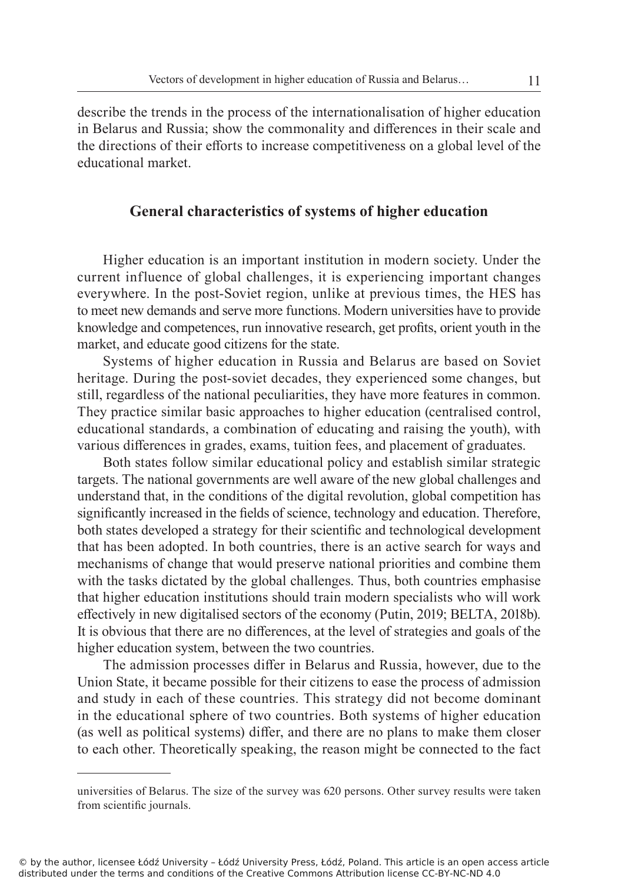describe the trends in the process of the internationalisation of higher education in Belarus and Russia; show the commonality and differences in their scale and the directions of their efforts to increase competitiveness on a global level of the educational market.

## General characteristics of systems of higher education

Higher education is an important institution in modern society. Under the current influence of global challenges, it is experiencing important changes everywhere. In the post-Soviet region, unlike at previous times, the HES has to meet new demands and serve more functions. Modern universities have to provide knowledge and competences, run innovative research, get profits, orient youth in the market, and educate good citizens for the state.

Systems of higher education in Russia and Belarus are based on Soviet heritage. During the post-soviet decades, they experienced some changes, but still, regardless of the national peculiarities, they have more features in common. They practice similar basic approaches to higher education (centralised control, educational standards, a combination of educating and raising the youth), with various differences in grades, exams, tuition fees, and placement of graduates.

Both states follow similar educational policy and establish similar strategic targets. The national governments are well aware of the new global challenges and understand that, in the conditions of the digital revolution, global competition has significantly increased in the fields of science, technology and education. Therefore, both states developed a strategy for their scientific and technological development that has been adopted. In both countries, there is an active search for ways and mechanisms of change that would preserve national priorities and combine them with the tasks dictated by the global challenges. Thus, both countries emphasise that higher education institutions should train modern specialists who will work effectively in new digitalised sectors of the economy (Putin, 2019; BELTA, 2018b). It is obvious that there are no differences, at the level of strategies and goals of the higher education system, between the two countries.

The admission processes differ in Belarus and Russia, however, due to the Union State, it became possible for their citizens to ease the process of admission and study in each of these countries. This strategy did not become dominant in the educational sphere of two countries. Both systems of higher education (as well as political systems) differ, and there are no plans to make them closer to each other. Theoretically speaking, the reason might be connected to the fact

---

universities of Belarus. The size of the survey was 620 persons. Other survey results were taken from scientific journals.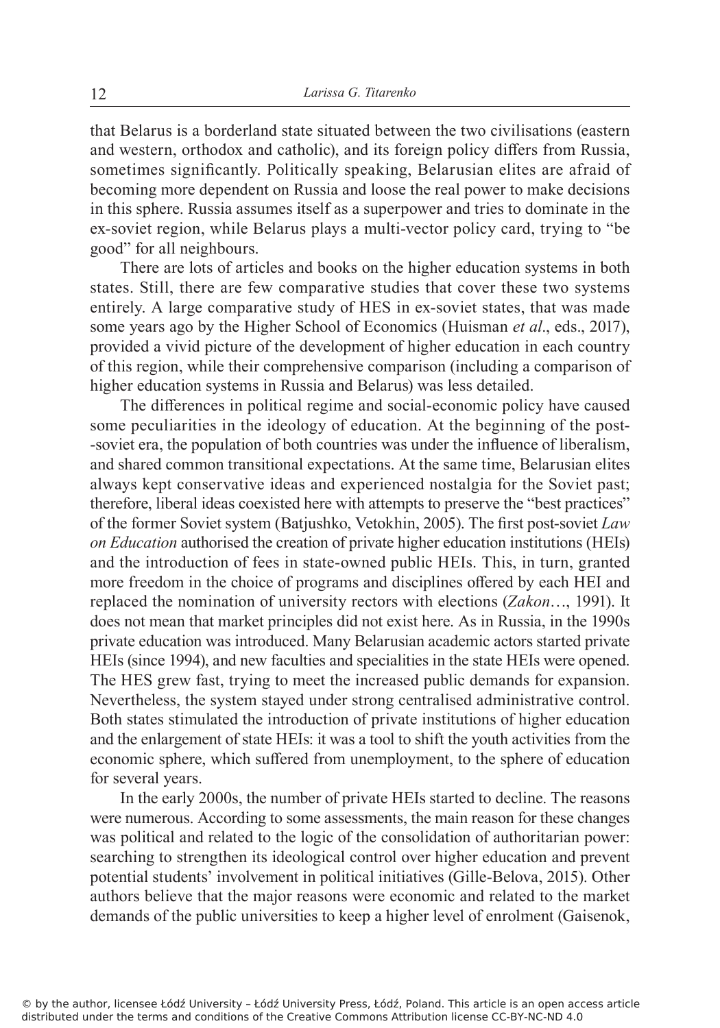that Belarus is a borderland state situated between the two civilisations (eastern and western, orthodox and catholic), and its foreign policy differs from Russia, sometimes significantly. Politically speaking, Belarusian elites are afraid of becoming more dependent on Russia and loose the real power to make decisions in this sphere. Russia assumes itself as a superpower and tries to dominate in the ex-soviet region, while Belarus plays a multi-vector policy card, trying to "be good" for all neighbours.

There are lots of articles and books on the higher education systems in both states. Still, there are few comparative studies that cover these two systems entirely. A large comparative study of HES in ex-soviet states, that was made some years ago by the Higher School of Economics (Huisman *et al*., eds., 2017), provided a vivid picture of the development of higher education in each country of this region, while their comprehensive comparison (including a comparison of higher education systems in Russia and Belarus) was less detailed.

The differences in political regime and social-economic policy have caused some peculiarities in the ideology of education. At the beginning of the post--soviet era, the population of both countries was under the influence of liberalism, and shared common transitional expectations. At the same time, Belarusian elites always kept conservative ideas and experienced nostalgia for the Soviet past; therefore, liberal ideas coexisted here with attempts to preserve the "best practices" of the former Soviet system (Batjushko, Vetokhin, 2005). The first post-soviet *Law on Education* authorised the creation of private higher education institutions (HEIs) and the introduction of fees in state-owned public HEIs. This, in turn, granted more freedom in the choice of programs and disciplines offered by each HEI and replaced the nomination of university rectors with elections (*Zakon*…, 1991). It does not mean that market principles did not exist here. As in Russia, in the 1990s private education was introduced. Many Belarusian academic actors started private HEIs (since 1994), and new faculties and specialities in the state HEIs were opened. The HES grew fast, trying to meet the increased public demands for expansion. Nevertheless, the system stayed under strong centralised administrative control. Both states stimulated the introduction of private institutions of higher education and the enlargement of state HEIs: it was a tool to shift the youth activities from the economic sphere, which suffered from unemployment, to the sphere of education for several years.

In the early 2000s, the number of private HEIs started to decline. The reasons were numerous. According to some assessments, the main reason for these changes was political and related to the logic of the consolidation of authoritarian power: searching to strengthen its ideological control over higher education and prevent potential students' involvement in political initiatives (Gille-Belova, 2015). Other authors believe that the major reasons were economic and related to the market demands of the public universities to keep a higher level of enrolment (Gaisenok,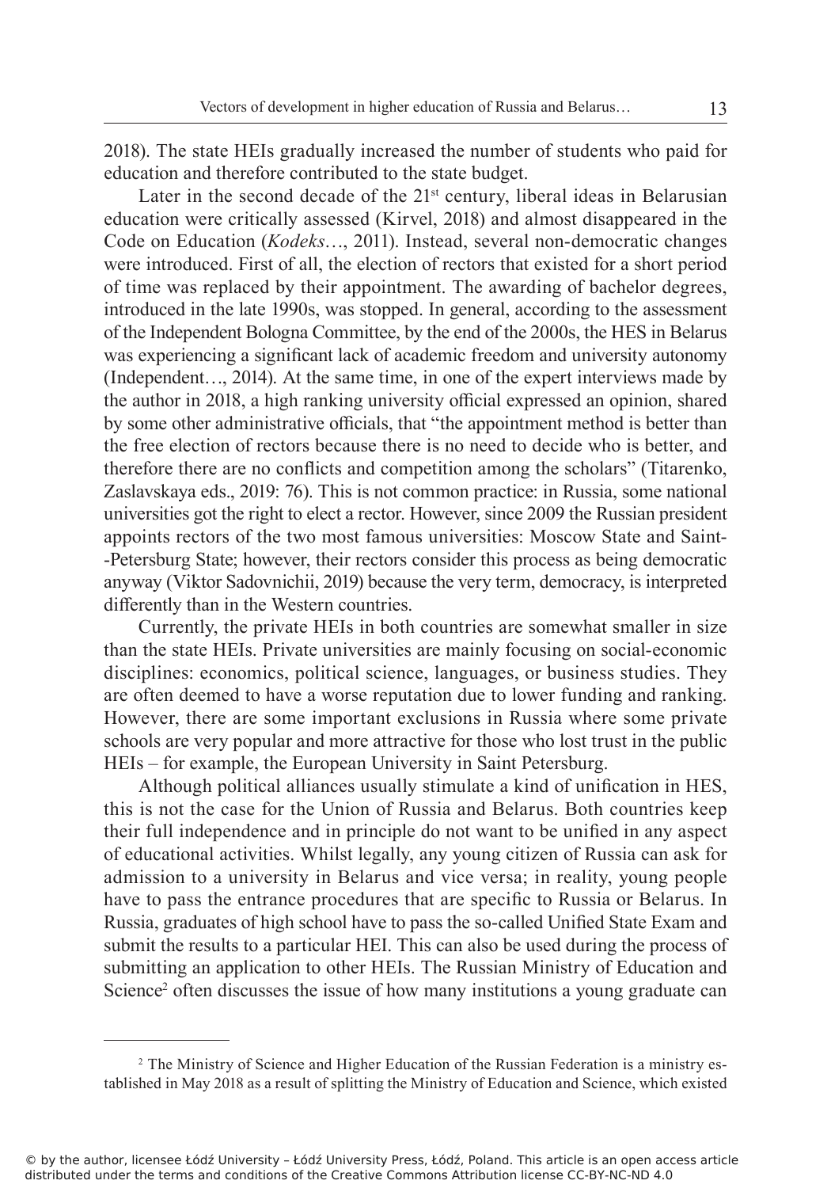2018). The state HEIs gradually increased the number of students who paid for education and therefore contributed to the state budget.

Later in the second decade of the 21st century, liberal ideas in Belarusian education were critically assessed (Kirvel, 2018) and almost disappeared in the Code on Education (*Kodeks*…, 2011). Instead, several non-democratic changes were introduced. First of all, the election of rectors that existed for a short period of time was replaced by their appointment. The awarding of bachelor degrees, introduced in the late 1990s, was stopped. In general, according to the assessment of the Independent Bologna Committee, by the end of the 2000s, the HES in Belarus was experiencing a significant lack of academic freedom and university autonomy (Independent…, 2014). At the same time, in one of the expert interviews made by the author in 2018, a high ranking university official expressed an opinion, shared by some other administrative officials, that "the appointment method is better than the free election of rectors because there is no need to decide who is better, and therefore there are no conflicts and competition among the scholars" (Titarenko, Zaslavskaya eds., 2019: 76). This is not common practice: in Russia, some national universities got the right to elect a rector. However, since 2009 the Russian president appoints rectors of the two most famous universities: Moscow State and Saint--Petersburg State; however, their rectors consider this process as being democratic anyway (Viktor Sadovnichii, 2019) because the very term, democracy, is interpreted differently than in the Western countries.

Currently, the private HEIs in both countries are somewhat smaller in size than the state HEIs. Private universities are mainly focusing on social-economic disciplines: economics, political science, languages, or business studies. They are often deemed to have a worse reputation due to lower funding and ranking. However, there are some important exclusions in Russia where some private schools are very popular and more attractive for those who lost trust in the public HEIs – for example, the European University in Saint Petersburg.

Although political alliances usually stimulate a kind of unification in HES, this is not the case for the Union of Russia and Belarus. Both countries keep their full independence and in principle do not want to be unified in any aspect of educational activities. Whilst legally, any young citizen of Russia can ask for admission to a university in Belarus and vice versa; in reality, young people have to pass the entrance procedures that are specific to Russia or Belarus. In Russia, graduates of high school have to pass the so-called Unified State Exam and submit the results to a particular HEI. This can also be used during the process of submitting an application to other HEIs. The Russian Ministry of Education and Science[2] often discusses the issue of how many institutions a young graduate can

---

[2] The Ministry of Science and Higher Education of the Russian Federation is a ministry established in May 2018 as a result of splitting the Ministry of Education and Science, which existed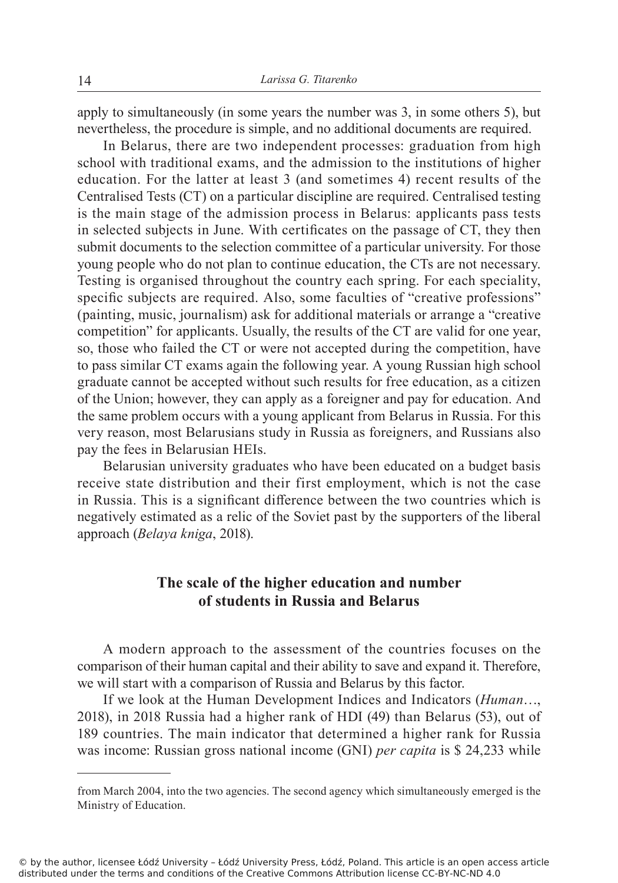apply to simultaneously (in some years the number was 3, in some others 5), but nevertheless, the procedure is simple, and no additional documents are required.

In Belarus, there are two independent processes: graduation from high school with traditional exams, and the admission to the institutions of higher education. For the latter at least 3 (and sometimes 4) recent results of the Centralised Tests (CT) on a particular discipline are required. Centralised testing is the main stage of the admission process in Belarus: applicants pass tests in selected subjects in June. With certificates on the passage of CT, they then submit documents to the selection committee of a particular university. For those young people who do not plan to continue education, the CTs are not necessary. Testing is organised throughout the country each spring. For each speciality, specific subjects are required. Also, some faculties of "creative professions" (painting, music, journalism) ask for additional materials or arrange a "creative competition" for applicants. Usually, the results of the CT are valid for one year, so, those who failed the CT or were not accepted during the competition, have to pass similar CT exams again the following year. A young Russian high school graduate cannot be accepted without such results for free education, as a citizen of the Union; however, they can apply as a foreigner and pay for education. And the same problem occurs with a young applicant from Belarus in Russia. For this very reason, most Belarusians study in Russia as foreigners, and Russians also pay the fees in Belarusian HEIs.

Belarusian university graduates who have been educated on a budget basis receive state distribution and their first employment, which is not the case in Russia. This is a significant difference between the two countries which is negatively estimated as a relic of the Soviet past by the supporters of the liberal approach (*Belaya kniga*, 2018).

## The scale of the higher education and number of students in Russia and Belarus

A modern approach to the assessment of the countries focuses on the comparison of their human capital and their ability to save and expand it. Therefore, we will start with a comparison of Russia and Belarus by this factor.

If we look at the Human Development Indices and Indicators (*Human*…, 2018), in 2018 Russia had a higher rank of HDI (49) than Belarus (53), out of 189 countries. The main indicator that determined a higher rank for Russia was income: Russian gross national income (GNI) *per capita* is $ 24,233 while

---

from March 2004, into the two agencies. The second agency which simultaneously emerged is the Ministry of Education.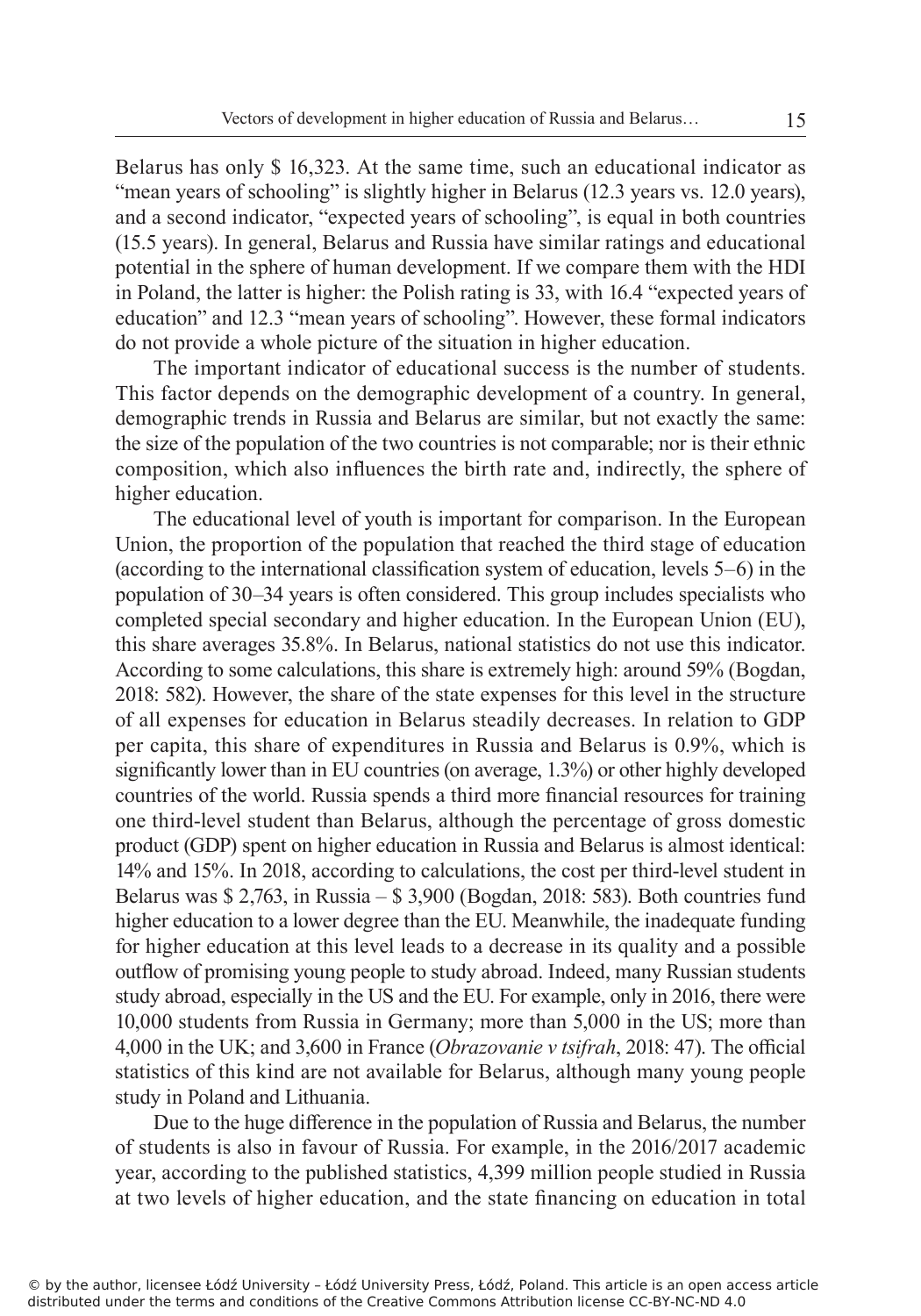Belarus has only $ 16,323. At the same time, such an educational indicator as "mean years of schooling" is slightly higher in Belarus (12.3 years vs. 12.0 years), and a second indicator, "expected years of schooling", is equal in both countries (15.5 years). In general, Belarus and Russia have similar ratings and educational potential in the sphere of human development. If we compare them with the HDI in Poland, the latter is higher: the Polish rating is 33, with 16.4 "expected years of education" and 12.3 "mean years of schooling". However, these formal indicators do not provide a whole picture of the situation in higher education.

The important indicator of educational success is the number of students. This factor depends on the demographic development of a country. In general, demographic trends in Russia and Belarus are similar, but not exactly the same: the size of the population of the two countries is not comparable; nor is their ethnic composition, which also influences the birth rate and, indirectly, the sphere of higher education.

The educational level of youth is important for comparison. In the European Union, the proportion of the population that reached the third stage of education (according to the international classification system of education, levels 5–6) in the population of 30–34 years is often considered. This group includes specialists who completed special secondary and higher education. In the European Union (EU), this share averages 35.8%. In Belarus, national statistics do not use this indicator. According to some calculations, this share is extremely high: around 59% (Bogdan, 2018: 582). However, the share of the state expenses for this level in the structure of all expenses for education in Belarus steadily decreases. In relation to GDP per capita, this share of expenditures in Russia and Belarus is 0.9%, which is significantly lower than in EU countries (on average, 1.3%) or other highly developed countries of the world. Russia spends a third more financial resources for training one third-level student than Belarus, although the percentage of gross domestic product (GDP) spent on higher education in Russia and Belarus is almost identical: 14% and 15%. In 2018, according to calculations, the cost per third-level student in Belarus was $ 2,763, in Russia – $ 3,900 (Bogdan, 2018: 583). Both countries fund higher education to a lower degree than the EU. Meanwhile, the inadequate funding for higher education at this level leads to a decrease in its quality and a possible outflow of promising young people to study abroad. Indeed, many Russian students study abroad, especially in the US and the EU. For example, only in 2016, there were 10,000 students from Russia in Germany; more than 5,000 in the US; more than 4,000 in the UK; and 3,600 in France (*Obrazovanie v tsifrah*, 2018: 47). The official statistics of this kind are not available for Belarus, although many young people study in Poland and Lithuania.

Due to the huge difference in the population of Russia and Belarus, the number of students is also in favour of Russia. For example, in the 2016/2017 academic year, according to the published statistics, 4,399 million people studied in Russia at two levels of higher education, and the state financing on education in total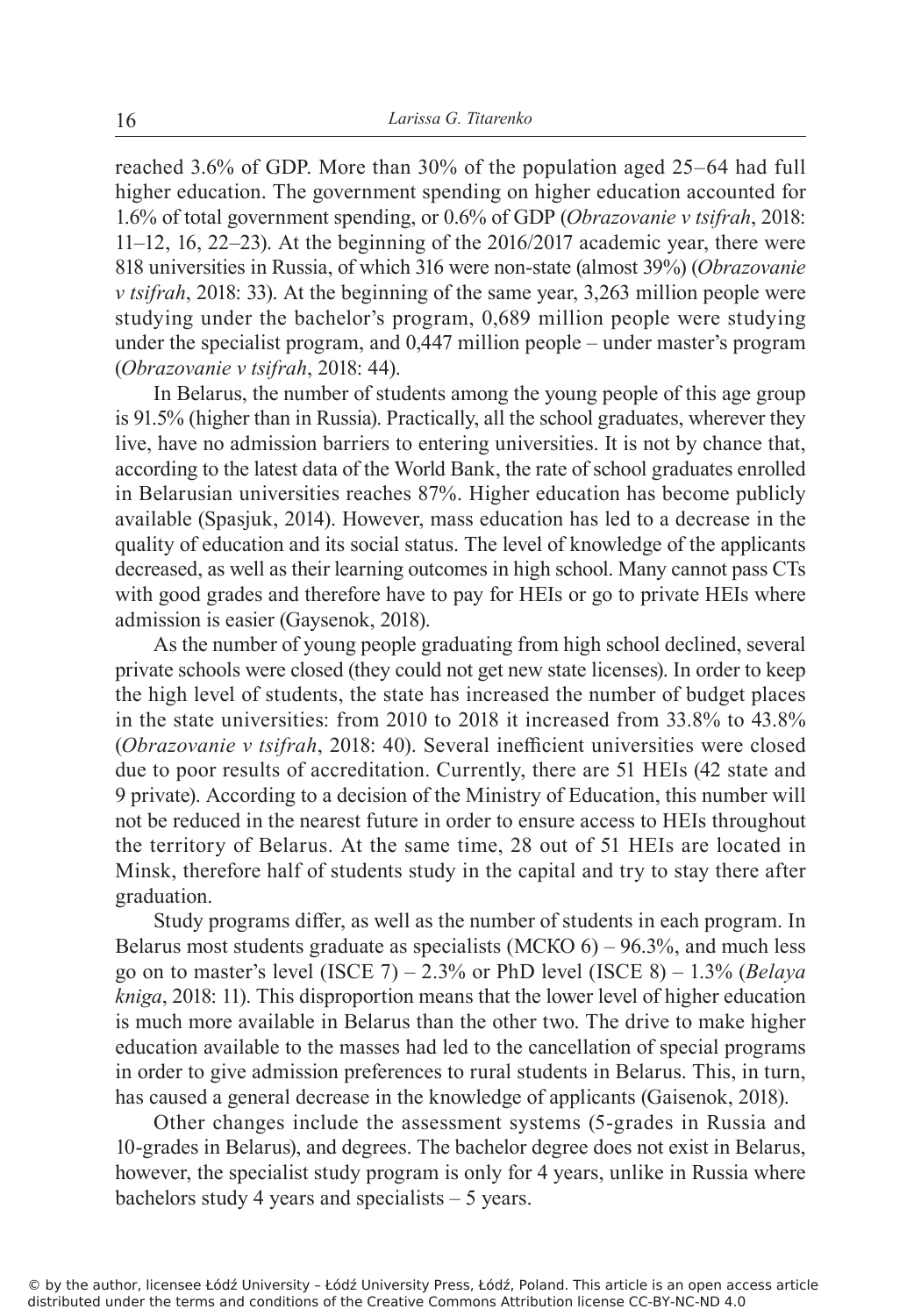reached 3.6% of GDP. More than 30% of the population aged 25–64 had full higher education. The government spending on higher education accounted for 1.6% of total government spending, or 0.6% of GDP (*Obrazovanie v tsifrah*, 2018: 11–12, 16, 22–23). At the beginning of the 2016/2017 academic year, there were 818 universities in Russia, of which 316 were non-state (almost 39%) (*Obrazovanie v tsifrah*, 2018: 33). At the beginning of the same year, 3,263 million people were studying under the bachelor's program, 0,689 million people were studying under the specialist program, and 0,447 million people – under master's program (*Obrazovanie v tsifrah*, 2018: 44).

In Belarus, the number of students among the young people of this age group is 91.5% (higher than in Russia). Practically, all the school graduates, wherever they live, have no admission barriers to entering universities. It is not by chance that, according to the latest data of the World Bank, the rate of school graduates enrolled in Belarusian universities reaches 87%. Higher education has become publicly available (Spasjuk, 2014). However, mass education has led to a decrease in the quality of education and its social status. The level of knowledge of the applicants decreased, as well as their learning outcomes in high school. Many cannot pass CTs with good grades and therefore have to pay for HEIs or go to private HEIs where admission is easier (Gaysenok, 2018).

As the number of young people graduating from high school declined, several private schools were closed (they could not get new state licenses). In order to keep the high level of students, the state has increased the number of budget places in the state universities: from 2010 to 2018 it increased from 33.8% to 43.8% (*Obrazovanie v tsifrah*, 2018: 40). Several inefficient universities were closed due to poor results of accreditation. Currently, there are 51 HEIs (42 state and 9 private). According to a decision of the Ministry of Education, this number will not be reduced in the nearest future in order to ensure access to HEIs throughout the territory of Belarus. At the same time, 28 out of 51 HEIs are located in Minsk, therefore half of students study in the capital and try to stay there after graduation.

Study programs differ, as well as the number of students in each program. In Belarus most students graduate as specialists (МСКО 6) – 96.3%, and much less go on to master's level (ISCE 7) – 2.3% or PhD level (ISCE 8) – 1.3% (*Belaya kniga*, 2018: 11). This disproportion means that the lower level of higher education is much more available in Belarus than the other two. The drive to make higher education available to the masses had led to the cancellation of special programs in order to give admission preferences to rural students in Belarus. This, in turn, has caused a general decrease in the knowledge of applicants (Gaisenok, 2018).

Other changes include the assessment systems (5-grades in Russia and 10-grades in Belarus), and degrees. The bachelor degree does not exist in Belarus, however, the specialist study program is only for 4 years, unlike in Russia where bachelors study 4 years and specialists – 5 years.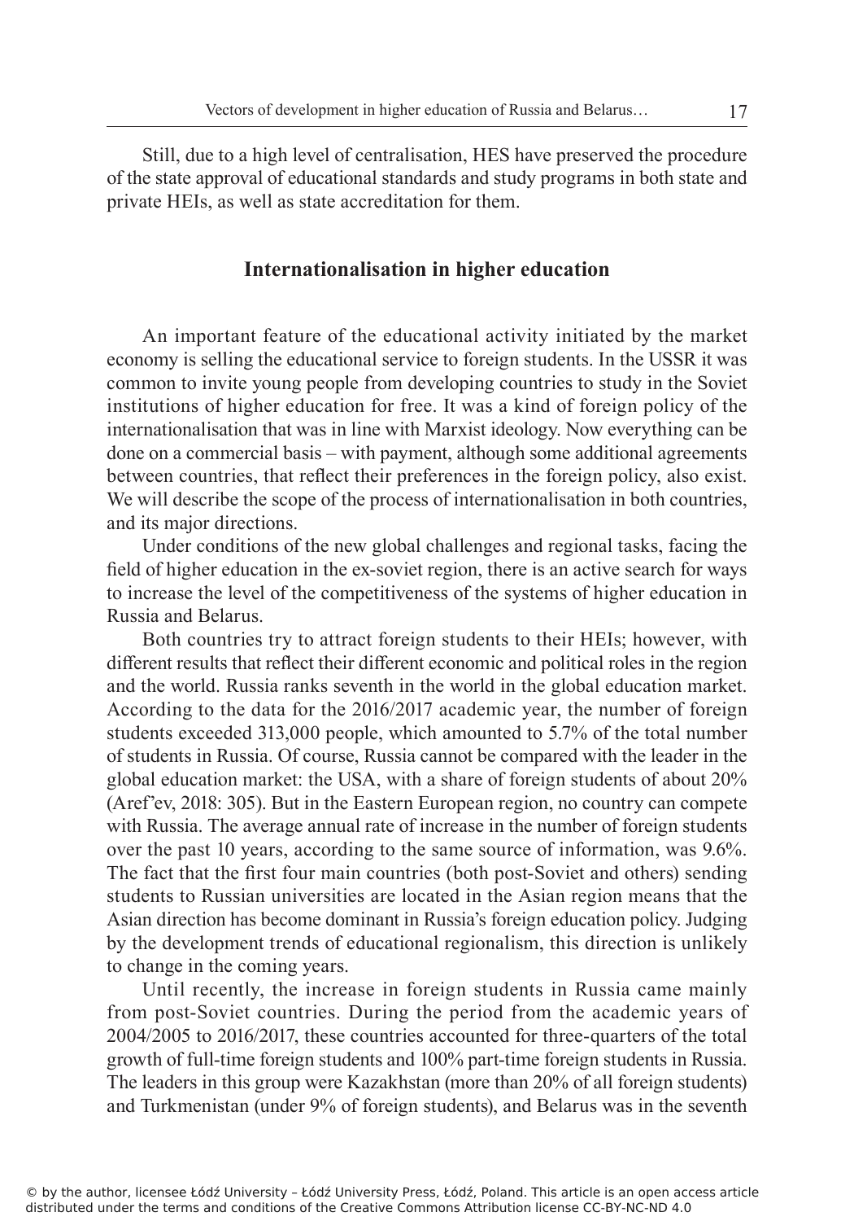Still, due to a high level of centralisation, HES have preserved the procedure of the state approval of educational standards and study programs in both state and private HEIs, as well as state accreditation for them.

## Internationalisation in higher education

An important feature of the educational activity initiated by the market economy is selling the educational service to foreign students. In the USSR it was common to invite young people from developing countries to study in the Soviet institutions of higher education for free. It was a kind of foreign policy of the internationalisation that was in line with Marxist ideology. Now everything can be done on a commercial basis – with payment, although some additional agreements between countries, that reflect their preferences in the foreign policy, also exist. We will describe the scope of the process of internationalisation in both countries, and its major directions.

Under conditions of the new global challenges and regional tasks, facing the field of higher education in the ex-soviet region, there is an active search for ways to increase the level of the competitiveness of the systems of higher education in Russia and Belarus.

Both countries try to attract foreign students to their HEIs; however, with different results that reflect their different economic and political roles in the region and the world. Russia ranks seventh in the world in the global education market. According to the data for the 2016/2017 academic year, the number of foreign students exceeded 313,000 people, which amounted to 5.7% of the total number of students in Russia. Of course, Russia cannot be compared with the leader in the global education market: the USA, with a share of foreign students of about 20% (Aref'ev, 2018: 305). But in the Eastern European region, no country can compete with Russia. The average annual rate of increase in the number of foreign students over the past 10 years, according to the same source of information, was 9.6%. The fact that the first four main countries (both post-Soviet and others) sending students to Russian universities are located in the Asian region means that the Asian direction has become dominant in Russia's foreign education policy. Judging by the development trends of educational regionalism, this direction is unlikely to change in the coming years.

Until recently, the increase in foreign students in Russia came mainly from post-Soviet countries. During the period from the academic years of 2004/2005 to 2016/2017, these countries accounted for three-quarters of the total growth of full-time foreign students and 100% part-time foreign students in Russia. The leaders in this group were Kazakhstan (more than 20% of all foreign students) and Turkmenistan (under 9% of foreign students), and Belarus was in the seventh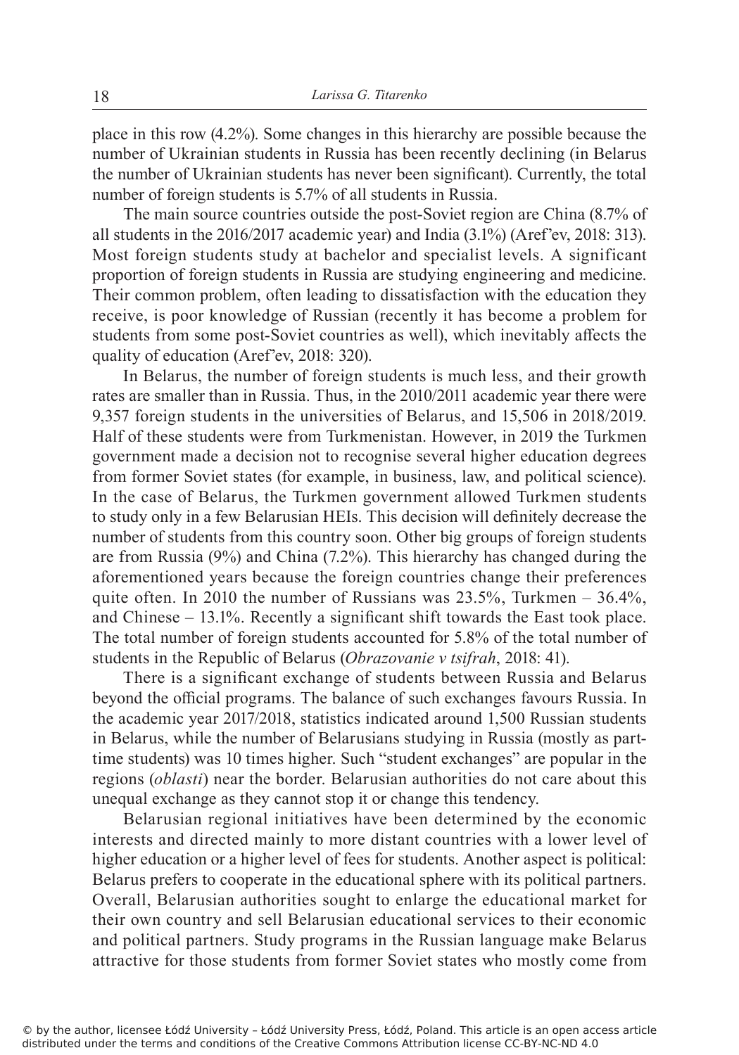place in this row (4.2%). Some changes in this hierarchy are possible because the number of Ukrainian students in Russia has been recently declining (in Belarus the number of Ukrainian students has never been significant). Currently, the total number of foreign students is 5.7% of all students in Russia.

The main source countries outside the post-Soviet region are China (8.7% of all students in the 2016/2017 academic year) and India (3.1%) (Aref'ev, 2018: 313). Most foreign students study at bachelor and specialist levels. A significant proportion of foreign students in Russia are studying engineering and medicine. Their common problem, often leading to dissatisfaction with the education they receive, is poor knowledge of Russian (recently it has become a problem for students from some post-Soviet countries as well), which inevitably affects the quality of education (Aref'ev, 2018: 320).

In Belarus, the number of foreign students is much less, and their growth rates are smaller than in Russia. Thus, in the 2010/2011 academic year there were 9,357 foreign students in the universities of Belarus, and 15,506 in 2018/2019. Half of these students were from Turkmenistan. However, in 2019 the Turkmen government made a decision not to recognise several higher education degrees from former Soviet states (for example, in business, law, and political science). In the case of Belarus, the Turkmen government allowed Turkmen students to study only in a few Belarusian HEIs. This decision will definitely decrease the number of students from this country soon. Other big groups of foreign students are from Russia (9%) and China (7.2%). This hierarchy has changed during the aforementioned years because the foreign countries change their preferences quite often. In 2010 the number of Russians was 23.5%, Turkmen – 36.4%, and Chinese – 13.1%. Recently a significant shift towards the East took place. The total number of foreign students accounted for 5.8% of the total number of students in the Republic of Belarus (*Obrazovanie v tsifrah*, 2018: 41).

There is a significant exchange of students between Russia and Belarus beyond the official programs. The balance of such exchanges favours Russia. In the academic year 2017/2018, statistics indicated around 1,500 Russian students in Belarus, while the number of Belarusians studying in Russia (mostly as part-time students) was 10 times higher. Such "student exchanges" are popular in the regions (*oblasti*) near the border. Belarusian authorities do not care about this unequal exchange as they cannot stop it or change this tendency.

Belarusian regional initiatives have been determined by the economic interests and directed mainly to more distant countries with a lower level of higher education or a higher level of fees for students. Another aspect is political: Belarus prefers to cooperate in the educational sphere with its political partners. Overall, Belarusian authorities sought to enlarge the educational market for their own country and sell Belarusian educational services to their economic and political partners. Study programs in the Russian language make Belarus attractive for those students from former Soviet states who mostly come from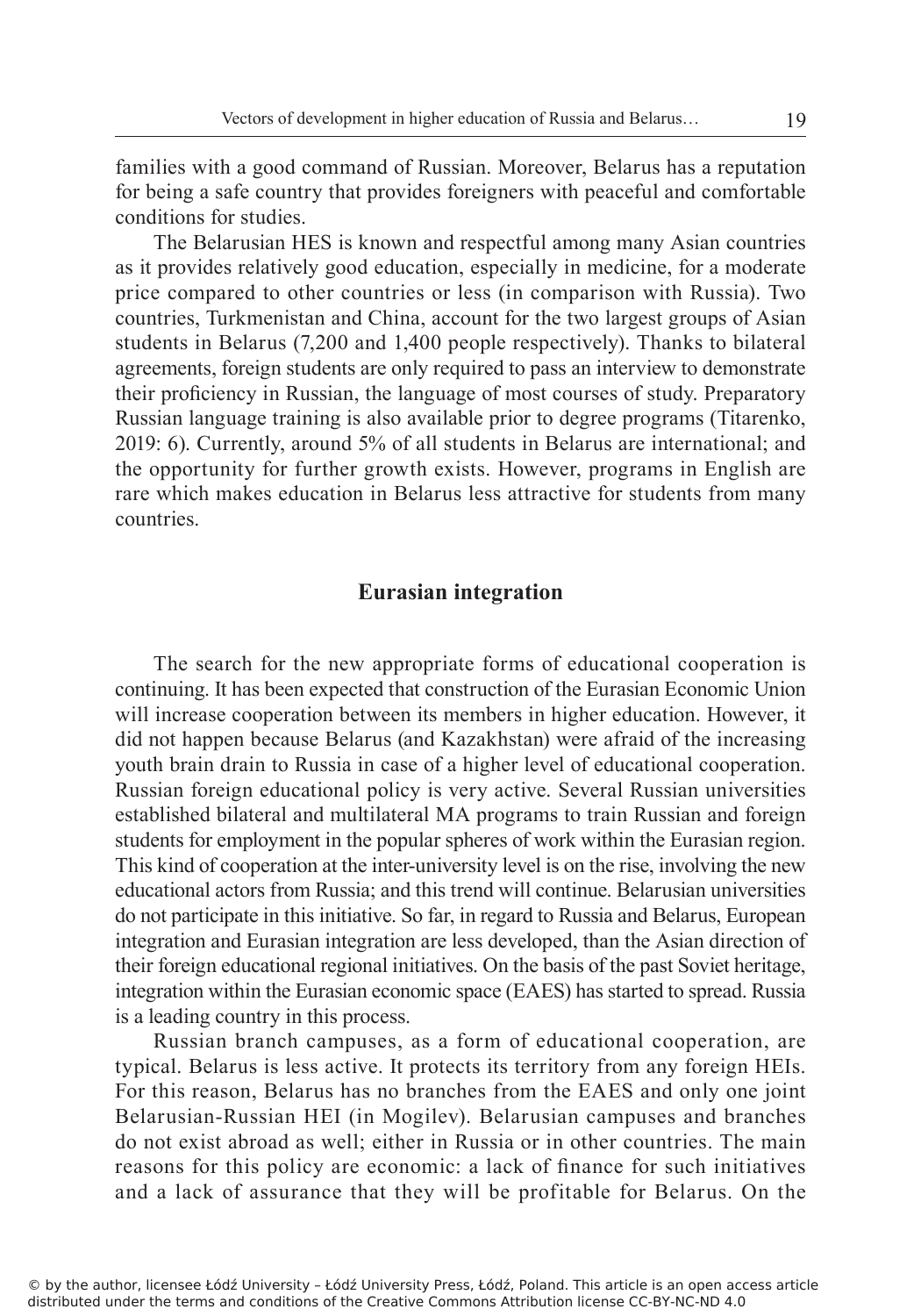families with a good command of Russian. Moreover, Belarus has a reputation for being a safe country that provides foreigners with peaceful and comfortable conditions for studies.

The Belarusian HES is known and respectful among many Asian countries as it provides relatively good education, especially in medicine, for a moderate price compared to other countries or less (in comparison with Russia). Two countries, Turkmenistan and China, account for the two largest groups of Asian students in Belarus (7,200 and 1,400 people respectively). Thanks to bilateral agreements, foreign students are only required to pass an interview to demonstrate their proficiency in Russian, the language of most courses of study. Preparatory Russian language training is also available prior to degree programs (Titarenko, 2019: 6). Currently, around 5% of all students in Belarus are international; and the opportunity for further growth exists. However, programs in English are rare which makes education in Belarus less attractive for students from many countries.

## Eurasian integration

The search for the new appropriate forms of educational cooperation is continuing. It has been expected that construction of the Eurasian Economic Union will increase cooperation between its members in higher education. However, it did not happen because Belarus (and Kazakhstan) were afraid of the increasing youth brain drain to Russia in case of a higher level of educational cooperation. Russian foreign educational policy is very active. Several Russian universities established bilateral and multilateral MA programs to train Russian and foreign students for employment in the popular spheres of work within the Eurasian region. This kind of cooperation at the inter-university level is on the rise, involving the new educational actors from Russia; and this trend will continue. Belarusian universities do not participate in this initiative. So far, in regard to Russia and Belarus, European integration and Eurasian integration are less developed, than the Asian direction of their foreign educational regional initiatives. On the basis of the past Soviet heritage, integration within the Eurasian economic space (EAES) has started to spread. Russia is a leading country in this process.

Russian branch campuses, as a form of educational cooperation, are typical. Belarus is less active. It protects its territory from any foreign HEIs. For this reason, Belarus has no branches from the EAES and only one joint Belarusian-Russian HEI (in Mogilev). Belarusian campuses and branches do not exist abroad as well; either in Russia or in other countries. The main reasons for this policy are economic: a lack of finance for such initiatives and a lack of assurance that they will be profitable for Belarus. On the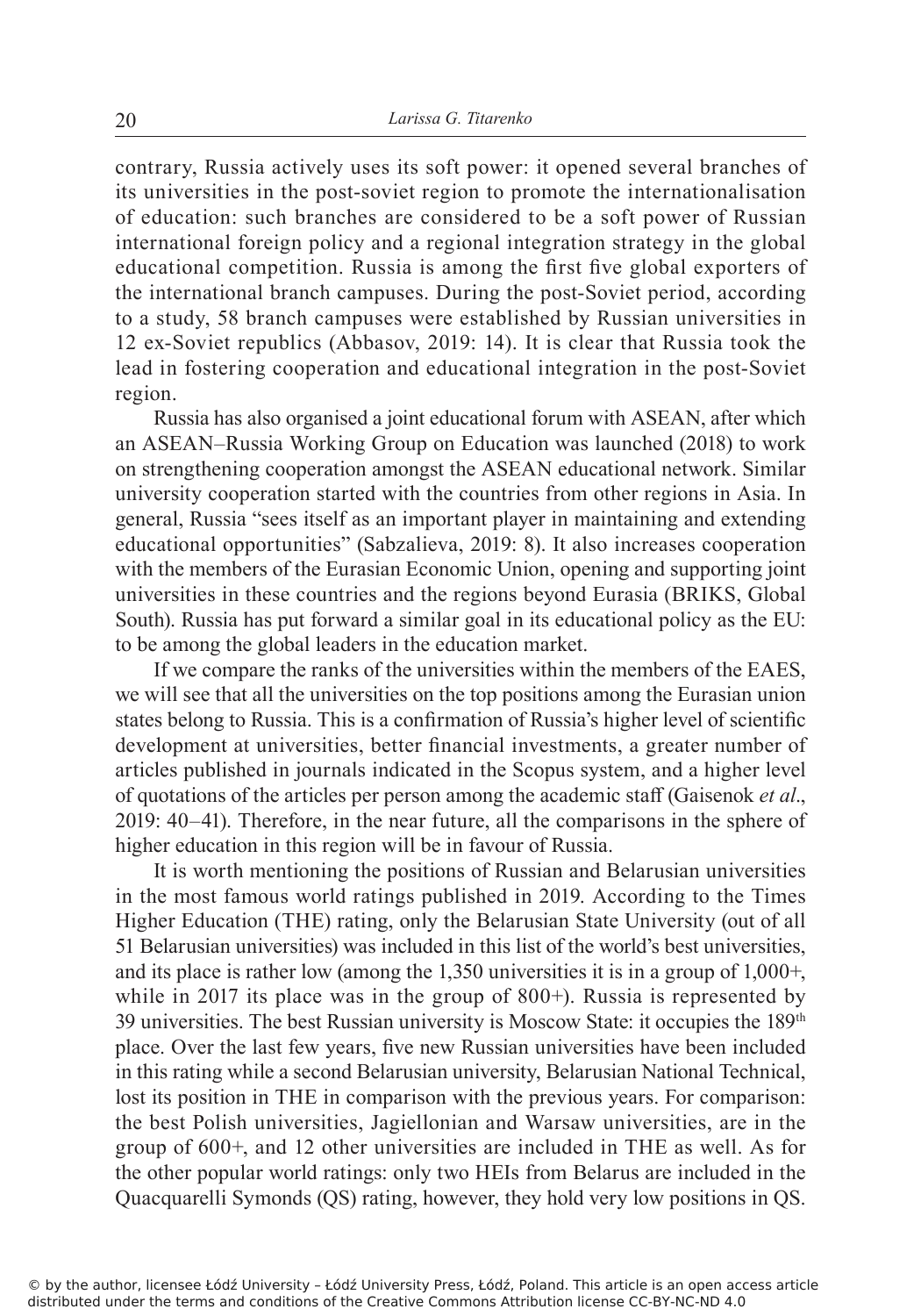contrary, Russia actively uses its soft power: it opened several branches of its universities in the post-soviet region to promote the internationalisation of education: such branches are considered to be a soft power of Russian international foreign policy and a regional integration strategy in the global educational competition. Russia is among the first five global exporters of the international branch campuses. During the post-Soviet period, according to a study, 58 branch campuses were established by Russian universities in 12 ex-Soviet republics (Abbasov, 2019: 14). It is clear that Russia took the lead in fostering cooperation and educational integration in the post-Soviet region.

Russia has also organised a joint educational forum with ASEAN, after which an ASEAN–Russia Working Group on Education was launched (2018) to work on strengthening cooperation amongst the ASEAN educational network. Similar university cooperation started with the countries from other regions in Asia. In general, Russia "sees itself as an important player in maintaining and extending educational opportunities" (Sabzalieva, 2019: 8). It also increases cooperation with the members of the Eurasian Economic Union, opening and supporting joint universities in these countries and the regions beyond Eurasia (BRIKS, Global South). Russia has put forward a similar goal in its educational policy as the EU: to be among the global leaders in the education market.

If we compare the ranks of the universities within the members of the EAES, we will see that all the universities on the top positions among the Eurasian union states belong to Russia. This is a confirmation of Russia's higher level of scientific development at universities, better financial investments, a greater number of articles published in journals indicated in the Scopus system, and a higher level of quotations of the articles per person among the academic staff (Gaisenok *et al*., 2019: 40–41). Therefore, in the near future, all the comparisons in the sphere of higher education in this region will be in favour of Russia.

It is worth mentioning the positions of Russian and Belarusian universities in the most famous world ratings published in 2019. According to the Times Higher Education (THE) rating, only the Belarusian State University (out of all 51 Belarusian universities) was included in this list of the world's best universities, and its place is rather low (among the 1,350 universities it is in a group of 1,000+, while in 2017 its place was in the group of 800+). Russia is represented by 39 universities. The best Russian university is Moscow State: it occupies the 189th place. Over the last few years, five new Russian universities have been included in this rating while a second Belarusian university, Belarusian National Technical, lost its position in THE in comparison with the previous years. For comparison: the best Polish universities, Jagiellonian and Warsaw universities, are in the group of 600+, and 12 other universities are included in THE as well. As for the other popular world ratings: only two HEIs from Belarus are included in the Quacquarelli Symonds (QS) rating, however, they hold very low positions in QS.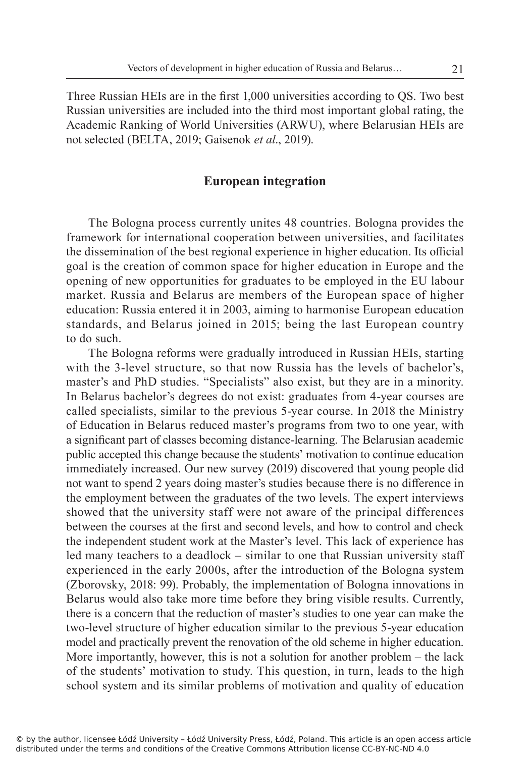Three Russian HEIs are in the first 1,000 universities according to QS. Two best Russian universities are included into the third most important global rating, the Academic Ranking of World Universities (ARWU), where Belarusian HEIs are not selected (BELTA, 2019; Gaisenok *et al*., 2019).

## European integration

The Bologna process currently unites 48 countries. Bologna provides the framework for international cooperation between universities, and facilitates the dissemination of the best regional experience in higher education. Its official goal is the creation of common space for higher education in Europe and the opening of new opportunities for graduates to be employed in the EU labour market. Russia and Belarus are members of the European space of higher education: Russia entered it in 2003, aiming to harmonise European education standards, and Belarus joined in 2015; being the last European country to do such.

The Bologna reforms were gradually introduced in Russian HEIs, starting with the 3-level structure, so that now Russia has the levels of bachelor's, master's and PhD studies. "Specialists" also exist, but they are in a minority. In Belarus bachelor's degrees do not exist: graduates from 4-year courses are called specialists, similar to the previous 5-year course. In 2018 the Ministry of Education in Belarus reduced master's programs from two to one year, with a significant part of classes becoming distance-learning. The Belarusian academic public accepted this change because the students' motivation to continue education immediately increased. Our new survey (2019) discovered that young people did not want to spend 2 years doing master's studies because there is no difference in the employment between the graduates of the two levels. The expert interviews showed that the university staff were not aware of the principal differences between the courses at the first and second levels, and how to control and check the independent student work at the Master's level. This lack of experience has led many teachers to a deadlock – similar to one that Russian university staff experienced in the early 2000s, after the introduction of the Bologna system (Zborovsky, 2018: 99). Probably, the implementation of Bologna innovations in Belarus would also take more time before they bring visible results. Currently, there is a concern that the reduction of master's studies to one year can make the two-level structure of higher education similar to the previous 5-year education model and practically prevent the renovation of the old scheme in higher education. More importantly, however, this is not a solution for another problem – the lack of the students' motivation to study. This question, in turn, leads to the high school system and its similar problems of motivation and quality of education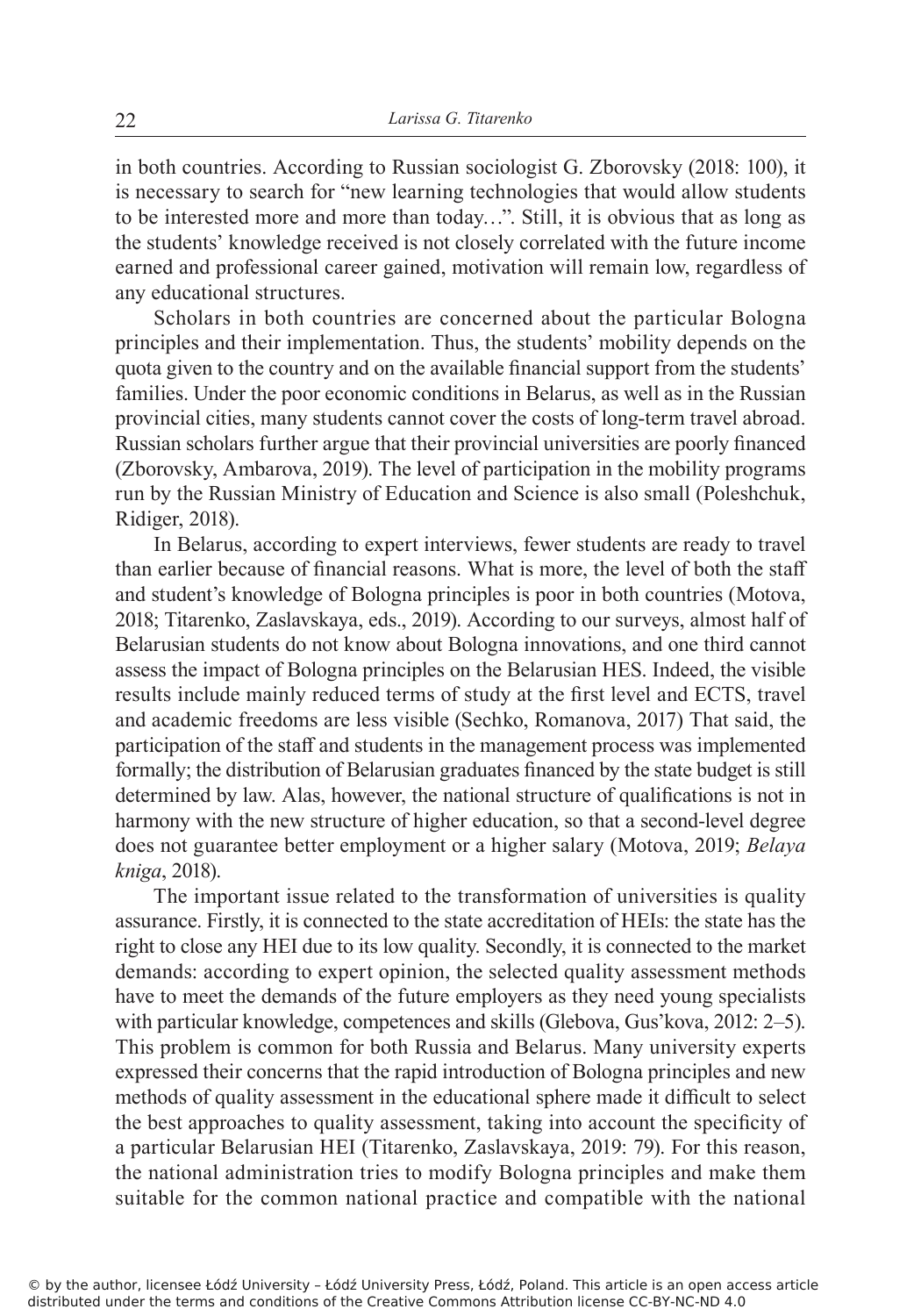in both countries. According to Russian sociologist G. Zborovsky (2018: 100), it is necessary to search for "new learning technologies that would allow students to be interested more and more than today…". Still, it is obvious that as long as the students' knowledge received is not closely correlated with the future income earned and professional career gained, motivation will remain low, regardless of any educational structures.

Scholars in both countries are concerned about the particular Bologna principles and their implementation. Thus, the students' mobility depends on the quota given to the country and on the available financial support from the students' families. Under the poor economic conditions in Belarus, as well as in the Russian provincial cities, many students cannot cover the costs of long-term travel abroad. Russian scholars further argue that their provincial universities are poorly financed (Zborovsky, Ambarova, 2019). The level of participation in the mobility programs run by the Russian Ministry of Education and Science is also small (Poleshchuk, Ridiger, 2018).

In Belarus, according to expert interviews, fewer students are ready to travel than earlier because of financial reasons. What is more, the level of both the staff and student's knowledge of Bologna principles is poor in both countries (Motova, 2018; Titarenko, Zaslavskaya, eds., 2019). According to our surveys, almost half of Belarusian students do not know about Bologna innovations, and one third cannot assess the impact of Bologna principles on the Belarusian HES. Indeed, the visible results include mainly reduced terms of study at the first level and ECTS, travel and academic freedoms are less visible (Sechko, Romanova, 2017) That said, the participation of the staff and students in the management process was implemented formally; the distribution of Belarusian graduates financed by the state budget is still determined by law. Alas, however, the national structure of qualifications is not in harmony with the new structure of higher education, so that a second-level degree does not guarantee better employment or a higher salary (Motova, 2019; *Belaya kniga*, 2018).

The important issue related to the transformation of universities is quality assurance. Firstly, it is connected to the state accreditation of HEIs: the state has the right to close any HEI due to its low quality. Secondly, it is connected to the market demands: according to expert opinion, the selected quality assessment methods have to meet the demands of the future employers as they need young specialists with particular knowledge, competences and skills (Glebova, Gus'kova, 2012: 2–5). This problem is common for both Russia and Belarus. Many university experts expressed their concerns that the rapid introduction of Bologna principles and new methods of quality assessment in the educational sphere made it difficult to select the best approaches to quality assessment, taking into account the specificity of a particular Belarusian HEI (Titarenko, Zaslavskaya, 2019: 79). For this reason, the national administration tries to modify Bologna principles and make them suitable for the common national practice and compatible with the national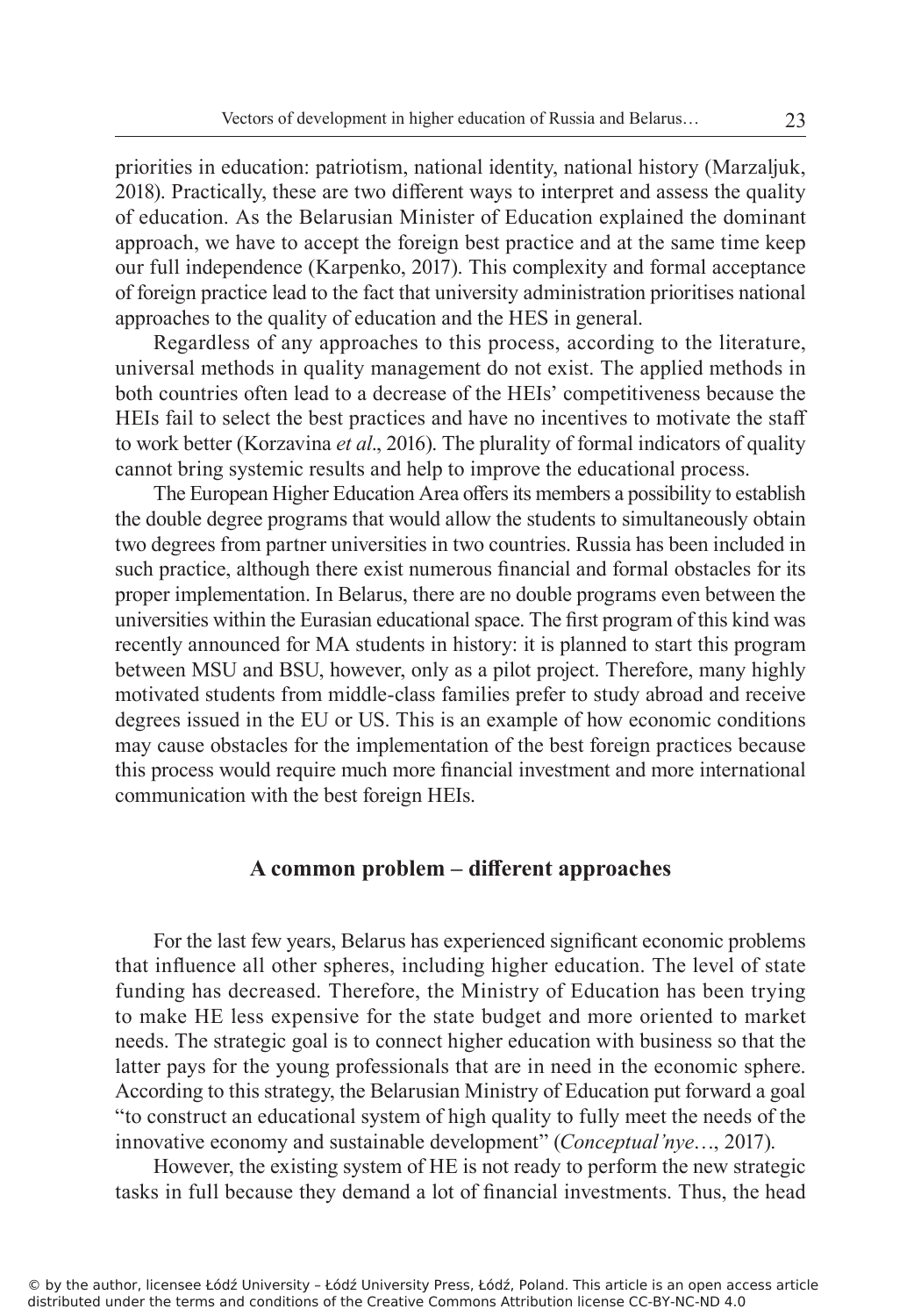priorities in education: patriotism, national identity, national history (Marzaljuk, 2018). Practically, these are two different ways to interpret and assess the quality of education. As the Belarusian Minister of Education explained the dominant approach, we have to accept the foreign best practice and at the same time keep our full independence (Karpenko, 2017). This complexity and formal acceptance of foreign practice lead to the fact that university administration prioritises national approaches to the quality of education and the HES in general.

Regardless of any approaches to this process, according to the literature, universal methods in quality management do not exist. The applied methods in both countries often lead to a decrease of the HEIs' competitiveness because the HEIs fail to select the best practices and have no incentives to motivate the staff to work better (Korzavina *et al*., 2016). The plurality of formal indicators of quality cannot bring systemic results and help to improve the educational process.

The European Higher Education Area offers its members a possibility to establish the double degree programs that would allow the students to simultaneously obtain two degrees from partner universities in two countries. Russia has been included in such practice, although there exist numerous financial and formal obstacles for its proper implementation. In Belarus, there are no double programs even between the universities within the Eurasian educational space. The first program of this kind was recently announced for MA students in history: it is planned to start this program between MSU and BSU, however, only as a pilot project. Therefore, many highly motivated students from middle-class families prefer to study abroad and receive degrees issued in the EU or US. This is an example of how economic conditions may cause obstacles for the implementation of the best foreign practices because this process would require much more financial investment and more international communication with the best foreign HEIs.

## A common problem – different approaches

For the last few years, Belarus has experienced significant economic problems that influence all other spheres, including higher education. The level of state funding has decreased. Therefore, the Ministry of Education has been trying to make HE less expensive for the state budget and more oriented to market needs. The strategic goal is to connect higher education with business so that the latter pays for the young professionals that are in need in the economic sphere. According to this strategy, the Belarusian Ministry of Education put forward a goal "to construct an educational system of high quality to fully meet the needs of the innovative economy and sustainable development" (*Conceptual'nye*…, 2017).

However, the existing system of HE is not ready to perform the new strategic tasks in full because they demand a lot of financial investments. Thus, the head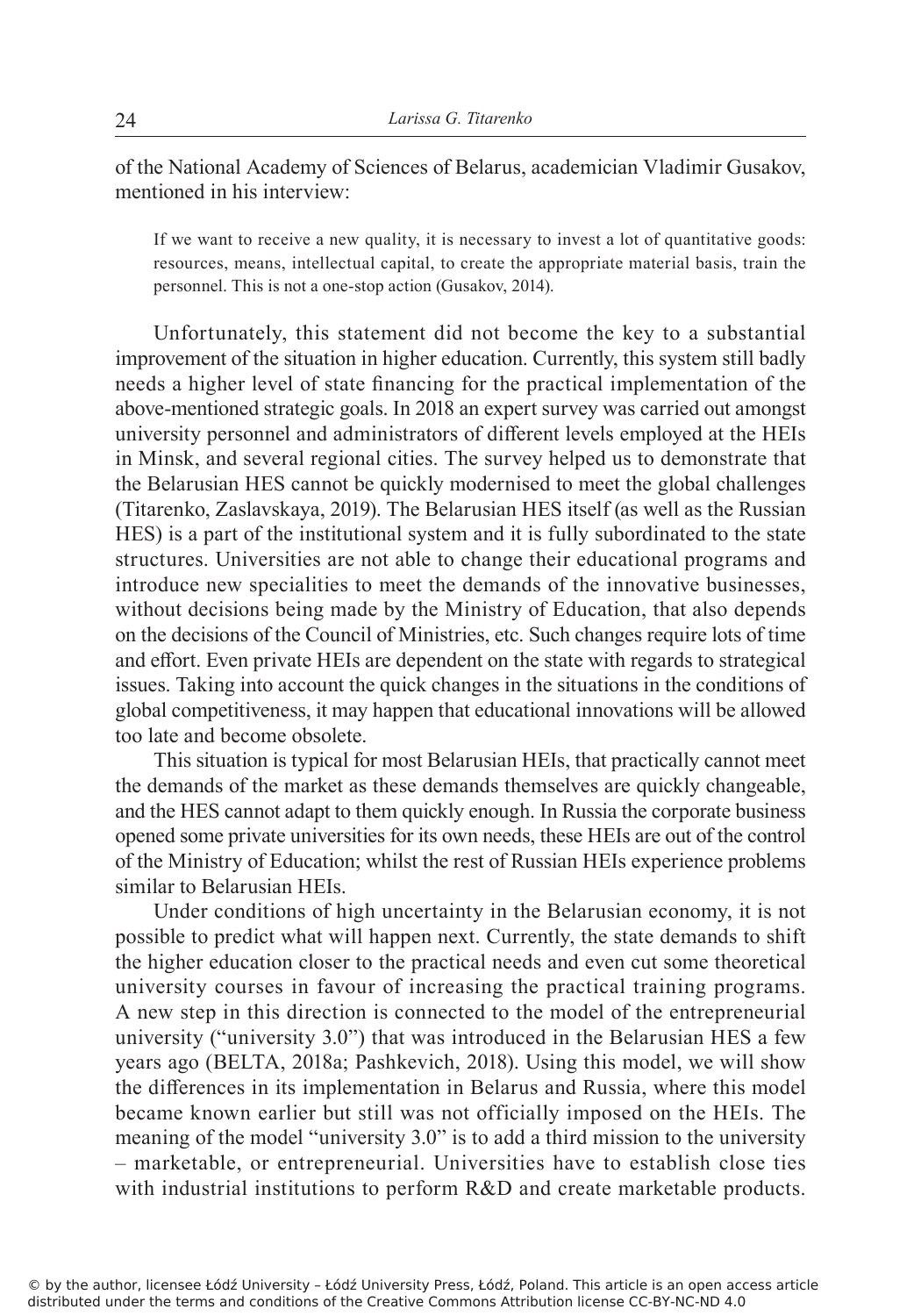of the National Academy of Sciences of Belarus, academician Vladimir Gusakov, mentioned in his interview:

> If we want to receive a new quality, it is necessary to invest a lot of quantitative goods: resources, means, intellectual capital, to create the appropriate material basis, train the personnel. This is not a one-stop action (Gusakov, 2014).

Unfortunately, this statement did not become the key to a substantial improvement of the situation in higher education. Currently, this system still badly needs a higher level of state financing for the practical implementation of the above-mentioned strategic goals. In 2018 an expert survey was carried out amongst university personnel and administrators of different levels employed at the HEIs in Minsk, and several regional cities. The survey helped us to demonstrate that the Belarusian HES cannot be quickly modernised to meet the global challenges (Titarenko, Zaslavskaya, 2019). The Belarusian HES itself (as well as the Russian HES) is a part of the institutional system and it is fully subordinated to the state structures. Universities are not able to change their educational programs and introduce new specialities to meet the demands of the innovative businesses, without decisions being made by the Ministry of Education, that also depends on the decisions of the Council of Ministries, etc. Such changes require lots of time and effort. Even private HEIs are dependent on the state with regards to strategical issues. Taking into account the quick changes in the situations in the conditions of global competitiveness, it may happen that educational innovations will be allowed too late and become obsolete.

This situation is typical for most Belarusian HEIs, that practically cannot meet the demands of the market as these demands themselves are quickly changeable, and the HES cannot adapt to them quickly enough. In Russia the corporate business opened some private universities for its own needs, these HEIs are out of the control of the Ministry of Education; whilst the rest of Russian HEIs experience problems similar to Belarusian HEIs.

Under conditions of high uncertainty in the Belarusian economy, it is not possible to predict what will happen next. Currently, the state demands to shift the higher education closer to the practical needs and even cut some theoretical university courses in favour of increasing the practical training programs. A new step in this direction is connected to the model of the entrepreneurial university ("university 3.0") that was introduced in the Belarusian HES a few years ago (BELTA, 2018a; Pashkevich, 2018). Using this model, we will show the differences in its implementation in Belarus and Russia, where this model became known earlier but still was not officially imposed on the HEIs. The meaning of the model "university 3.0" is to add a third mission to the university – marketable, or entrepreneurial. Universities have to establish close ties with industrial institutions to perform R&D and create marketable products.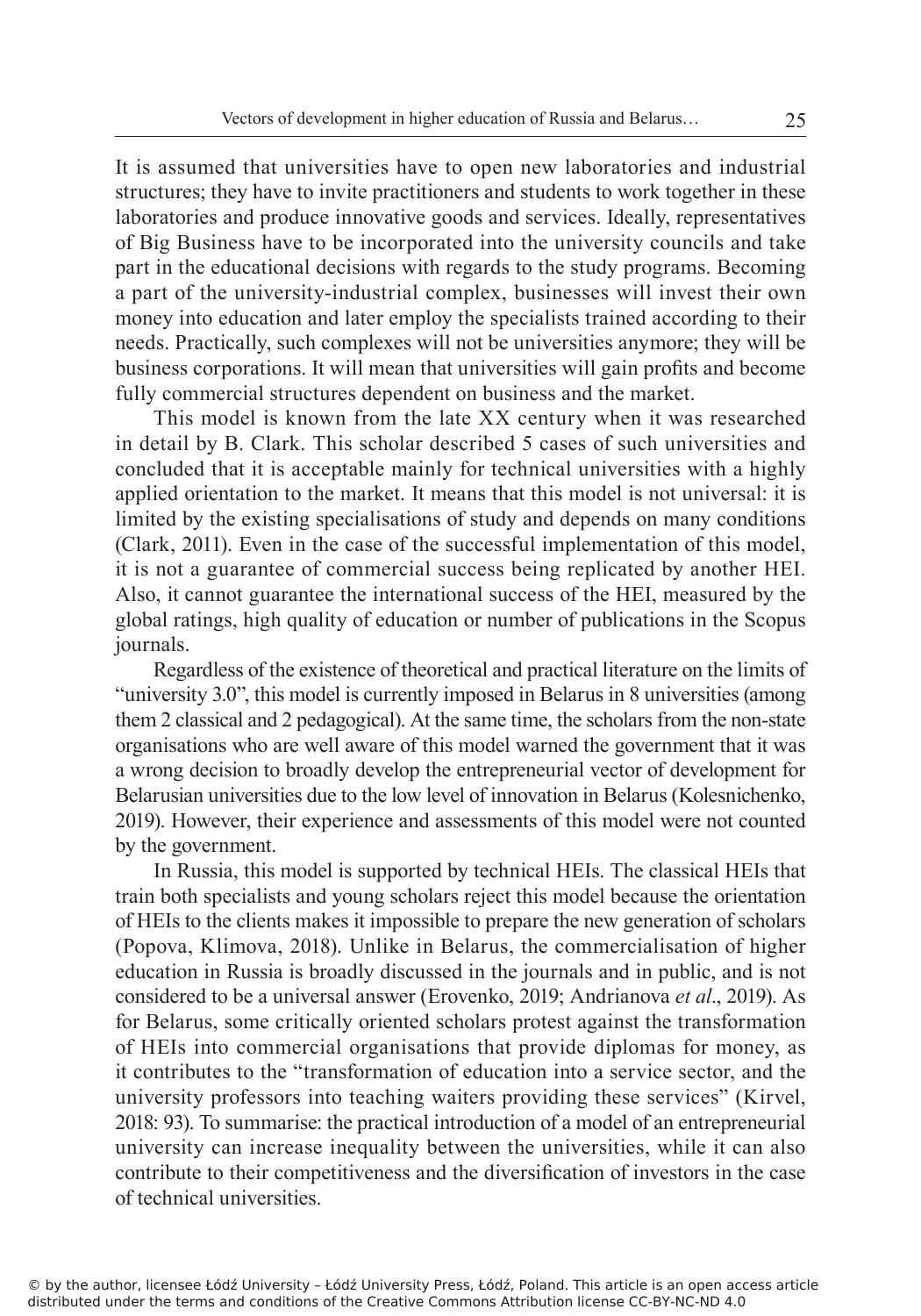It is assumed that universities have to open new laboratories and industrial structures; they have to invite practitioners and students to work together in these laboratories and produce innovative goods and services. Ideally, representatives of Big Business have to be incorporated into the university councils and take part in the educational decisions with regards to the study programs. Becoming a part of the university-industrial complex, businesses will invest their own money into education and later employ the specialists trained according to their needs. Practically, such complexes will not be universities anymore; they will be business corporations. It will mean that universities will gain profits and become fully commercial structures dependent on business and the market.

This model is known from the late XX century when it was researched in detail by B. Clark. This scholar described 5 cases of such universities and concluded that it is acceptable mainly for technical universities with a highly applied orientation to the market. It means that this model is not universal: it is limited by the existing specialisations of study and depends on many conditions (Clark, 2011). Even in the case of the successful implementation of this model, it is not a guarantee of commercial success being replicated by another HEI. Also, it cannot guarantee the international success of the HEI, measured by the global ratings, high quality of education or number of publications in the Scopus journals.

Regardless of the existence of theoretical and practical literature on the limits of "university 3.0", this model is currently imposed in Belarus in 8 universities (among them 2 classical and 2 pedagogical). At the same time, the scholars from the non-state organisations who are well aware of this model warned the government that it was a wrong decision to broadly develop the entrepreneurial vector of development for Belarusian universities due to the low level of innovation in Belarus (Kolesnichenko, 2019). However, their experience and assessments of this model were not counted by the government.

In Russia, this model is supported by technical HEIs. The classical HEIs that train both specialists and young scholars reject this model because the orientation of HEIs to the clients makes it impossible to prepare the new generation of scholars (Popova, Klimova, 2018). Unlike in Belarus, the commercialisation of higher education in Russia is broadly discussed in the journals and in public, and is not considered to be a universal answer (Erovenko, 2019; Andrianova *et al*., 2019). As for Belarus, some critically oriented scholars protest against the transformation of HEIs into commercial organisations that provide diplomas for money, as it contributes to the "transformation of education into a service sector, and the university professors into teaching waiters providing these services" (Kirvel, 2018: 93). To summarise: the practical introduction of a model of an entrepreneurial university can increase inequality between the universities, while it can also contribute to their competitiveness and the diversification of investors in the case of technical universities.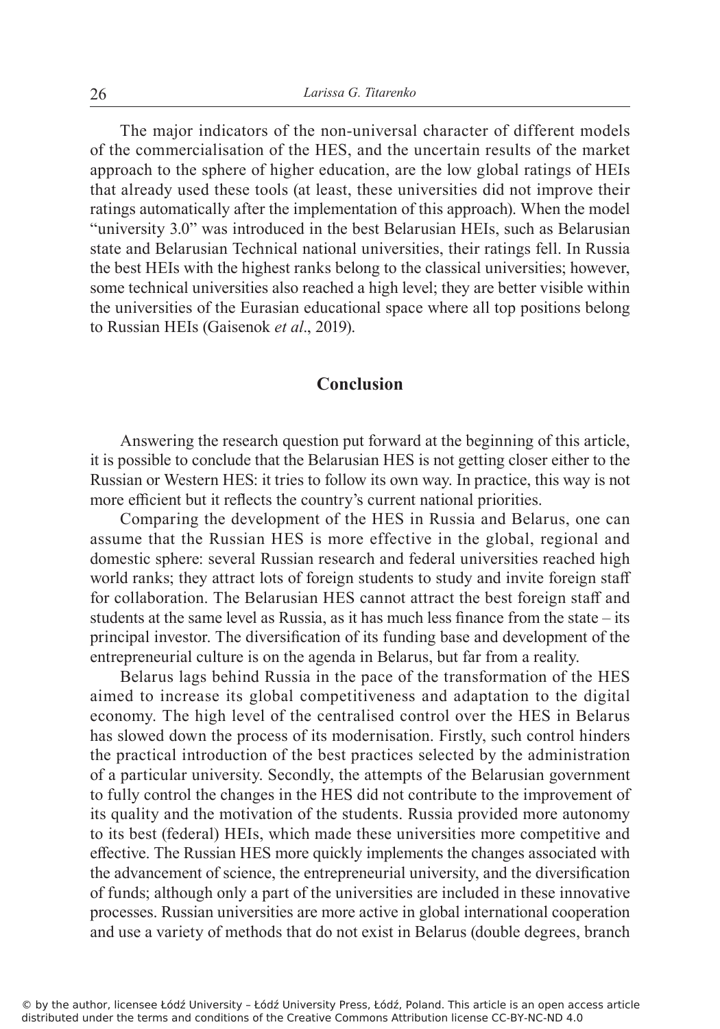The major indicators of the non-universal character of different models of the commercialisation of the HES, and the uncertain results of the market approach to the sphere of higher education, are the low global ratings of HEIs that already used these tools (at least, these universities did not improve their ratings automatically after the implementation of this approach). When the model "university 3.0" was introduced in the best Belarusian HEIs, such as Belarusian state and Belarusian Technical national universities, their ratings fell. In Russia the best HEIs with the highest ranks belong to the classical universities; however, some technical universities also reached a high level; they are better visible within the universities of the Eurasian educational space where all top positions belong to Russian HEIs (Gaisenok *et al*., 2019).

## Conclusion

Answering the research question put forward at the beginning of this article, it is possible to conclude that the Belarusian HES is not getting closer either to the Russian or Western HES: it tries to follow its own way. In practice, this way is not more efficient but it reflects the country's current national priorities.

Comparing the development of the HES in Russia and Belarus, one can assume that the Russian HES is more effective in the global, regional and domestic sphere: several Russian research and federal universities reached high world ranks; they attract lots of foreign students to study and invite foreign staff for collaboration. The Belarusian HES cannot attract the best foreign staff and students at the same level as Russia, as it has much less finance from the state – its principal investor. The diversification of its funding base and development of the entrepreneurial culture is on the agenda in Belarus, but far from a reality.

Belarus lags behind Russia in the pace of the transformation of the HES aimed to increase its global competitiveness and adaptation to the digital economy. The high level of the centralised control over the HES in Belarus has slowed down the process of its modernisation. Firstly, such control hinders the practical introduction of the best practices selected by the administration of a particular university. Secondly, the attempts of the Belarusian government to fully control the changes in the HES did not contribute to the improvement of its quality and the motivation of the students. Russia provided more autonomy to its best (federal) HEIs, which made these universities more competitive and effective. The Russian HES more quickly implements the changes associated with the advancement of science, the entrepreneurial university, and the diversification of funds; although only a part of the universities are included in these innovative processes. Russian universities are more active in global international cooperation and use a variety of methods that do not exist in Belarus (double degrees, branch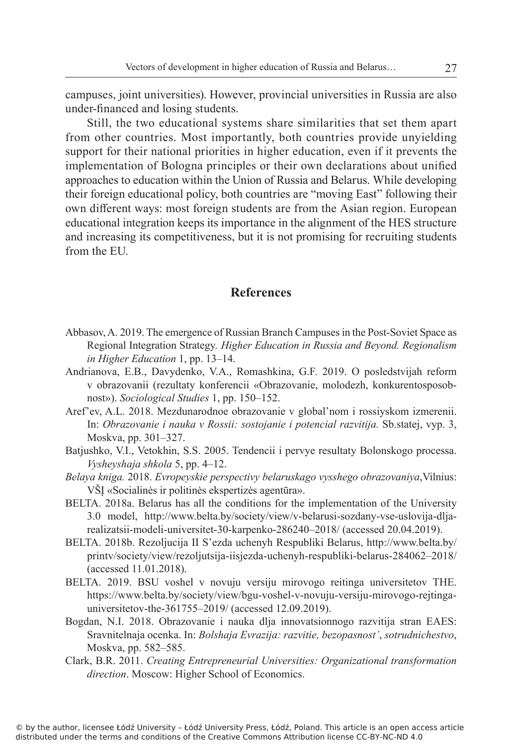campuses, joint universities). However, provincial universities in Russia are also under-financed and losing students.

Still, the two educational systems share similarities that set them apart from other countries. Most importantly, both countries provide unyielding support for their national priorities in higher education, even if it prevents the implementation of Bologna principles or their own declarations about unified approaches to education within the Union of Russia and Belarus. While developing their foreign educational policy, both countries are "moving East" following their own different ways: most foreign students are from the Asian region. European educational integration keeps its importance in the alignment of the HES structure and increasing its competitiveness, but it is not promising for recruiting students from the EU.

## References

Abbasov, A. 2019. The emergence of Russian Branch Campuses in the Post-Soviet Space as Regional Integration Strategy. *Higher Education in Russia and Beyond. Regionalism in Higher Education* 1, pp. 13–14.

Andrianova, E.B., Davydenko, V.A., Romashkina, G.F. 2019. O posledstvijah reform v obrazovanii (rezultaty konferencii «Obrazovanie, molodezh, konkurentosposobnost»). *Sociological Studies* 1, pp. 150–152.

Aref'ev, A.L. 2018. Mezdunarodnoe obrazovanie v global'nom i rossiyskom izmerenii. In: *Obrazovanie i nauka v Rossii: sostojanie i potencial razvitija.* Sb.statej, vyp. 3, Moskva, pp. 301–327.

Batjushko, V.I., Vetokhin, S.S. 2005. Tendencii i pervye resultaty Bolonskogo processa. *Vysheyshaja shkola* 5, pp. 4–12.

*Belaya kniga.* 2018. *Evropeyskie perspectivy belaruskago vysshego obrazovaniya*,Vilnius: VŠĮ «Socialinės ir politinės ekspertizės agentūra».

BELTA. 2018a. Belarus has all the conditions for the implementation of the University 3.0 model, http://www.belta.by/society/view/v-belarusi-sozdany-vse-uslovija-dlja-realizatsii-modeli-universitet-30-karpenko-286240–2018/ (accessed 20.04.2019).

BELTA. 2018b. Rezoljucija II S'ezda uchenyh Respubliki Belarus, http://www.belta.by/printv/society/view/rezoljutsija-iisjezda-uchenyh-respubliki-belarus-284062–2018/ (accessed 11.01.2018).

BELTA. 2019. BSU voshel v novuju versiju mirovogo reitinga universitetov THE. https://www.belta.by/society/view/bgu-voshel-v-novuju-versiju-mirovogo-rejtinga-universitetov-the-361755–2019/ (accessed 12.09.2019).

Bogdan, N.I. 2018. Obrazovanie i nauka dlja innovatsionnogo razvitija stran EAES: Sravnitelnaja ocenka. In: *Bolshaja Evrazija: razvitie, bezopasnost'*, *sotrudnichestvo*, Moskva, pp. 582–585.

Clark, B.R. 2011. *Creating Entrepreneurial Universities: Organizational transformation direction*. Moscow: Higher School of Economics.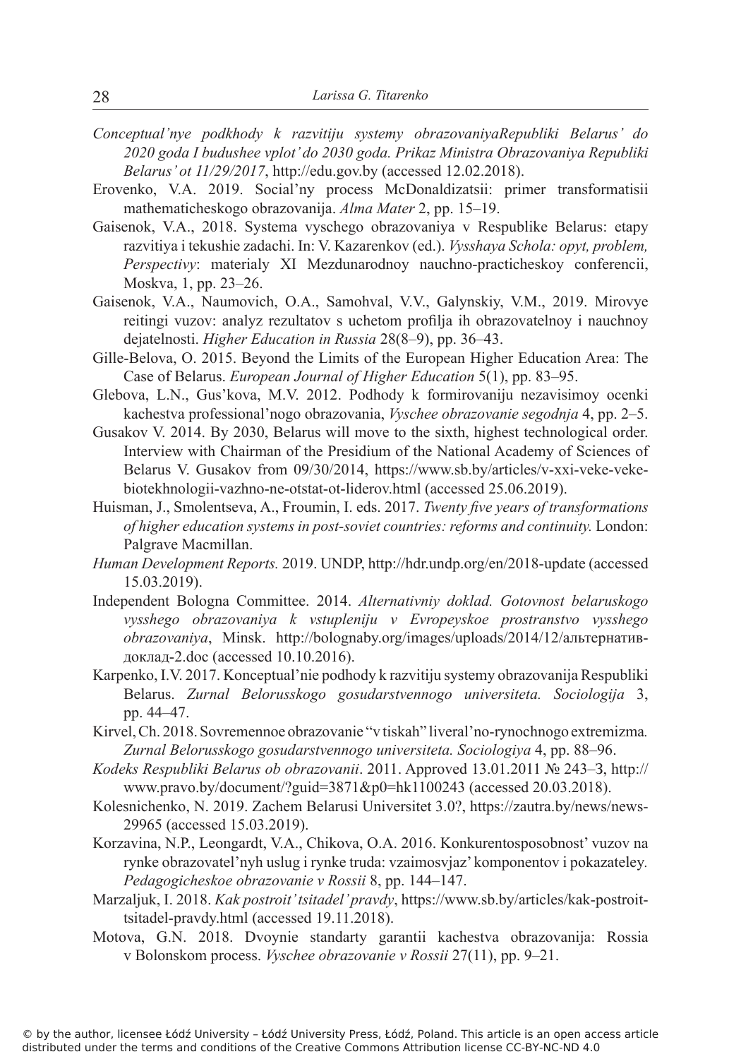*Conceptual'nye podkhody k razvitiju systemy obrazovaniyaRepubliki Belarus' do 2020 goda I budushee vplot' do 2030 goda. Prikaz Ministra Obrazovaniya Republiki Belarus' ot 11/29/2017*, http://edu.gov.by (accessed 12.02.2018).

Erovenko, V.A. 2019. Social'ny process McDonaldizatsii: primer transformatisii mathematicheskogo obrazovanija. *Alma Mater* 2, pp. 15–19.

Gaisenok, V.A., 2018. Systema vyschego obrazovaniya v Respublike Belarus: etapy razvitiya i tekushie zadachi. In: V. Kazarenkov (ed.). *Vysshaya Schola: opyt, problem, Perspectivy*: materialy XI Mezdunarodnoy nauchno-practicheskoy conferencii, Moskva, 1, pp. 23–26.

Gaisenok, V.A., Naumovich, O.A., Samohval, V.V., Galynskiy, V.M., 2019. Mirovye reitingi vuzov: analyz rezultatov s uchetom profilja ih obrazovatelnoy i nauchnoy dejatelnosti. *Higher Education in Russia* 28(8–9), pp. 36–43.

Gille-Belova, O. 2015. Beyond the Limits of the European Higher Education Area: The Case of Belarus. *European Journal of Higher Education* 5(1), pp. 83–95.

Glebova, L.N., Gus'kova, M.V. 2012. Podhody k formirovaniju nezavisimoy ocenki kachestva professional'nogo obrazovania, *Vyschee obrazovanie segodnja* 4, pp. 2–5.

Gusakov V. 2014. By 2030, Belarus will move to the sixth, highest technological order. Interview with Chairman of the Presidium of the National Academy of Sciences of Belarus V. Gusakov from 09/30/2014, https://www.sb.by/articles/v-xxi-veke-veke-biotekhnologii-vazhno-ne-otstat-ot-liderov.html (accessed 25.06.2019).

Huisman, J., Smolentseva, A., Froumin, I. eds. 2017. *Twenty five years of transformations of higher education systems in post-soviet countries: reforms and continuity.* London: Palgrave Macmillan.

*Human Development Reports.* 2019. UNDP, http://hdr.undp.org/en/2018-update (accessed 15.03.2019).

Independent Bologna Committee. 2014. *Alternativniy doklad. Gotovnost belaruskogo vysshego obrazovaniya k vstupleniju v Evropeyskoe prostranstvo vysshego obrazovaniya*, Minsk. http://bolognaby.org/images/uploads/2014/12/альтернатив-доклад-2.doc (accessed 10.10.2016).

Karpenko, I.V. 2017. Konceptual'nie podhody k razvitiju systemy obrazovanija Respubliki Belarus. *Zurnal Belorusskogo gosudarstvennogo universiteta. Sociologija* 3, pp. 44–47.

Kirvel, Ch. 2018. Sovremennoe obrazovanie "v tiskah" liveral'no-rynochnogo extremizma*. Zurnal Belorusskogo gosudarstvennogo universiteta. Sociologiya* 4, pp. 88–96.

*Kodeks Respubliki Belarus ob obrazovanii*. 2011. Approved 13.01.2011 № 243–З, http://www.pravo.by/document/?guid=3871&p0=hk1100243 (accessed 20.03.2018).

Kolesnichenko, N. 2019. Zachem Belarusi Universitet 3.0?, https://zautra.by/news/news-29965 (accessed 15.03.2019).

Korzavina, N.P., Leongardt, V.A., Chikova, O.A. 2016. Konkurentosposobnost' vuzov na rynke obrazovatel'nyh uslug i rynke truda: vzaimosvjaz' komponentov i pokazateley*. Pedagogicheskoe obrazovanie v Rossii* 8, pp. 144–147.

Marzaljuk, I. 2018. *Kak postroit' tsitadel' pravdy*, https://www.sb.by/articles/kak-postroit-tsitadel-pravdy.html (accessed 19.11.2018).

Motova, G.N. 2018. Dvoynie standarty garantii kachestva obrazovanija: Rossia v Bolonskom process. *Vyschee obrazovanie v Rossii* 27(11), pp. 9–21.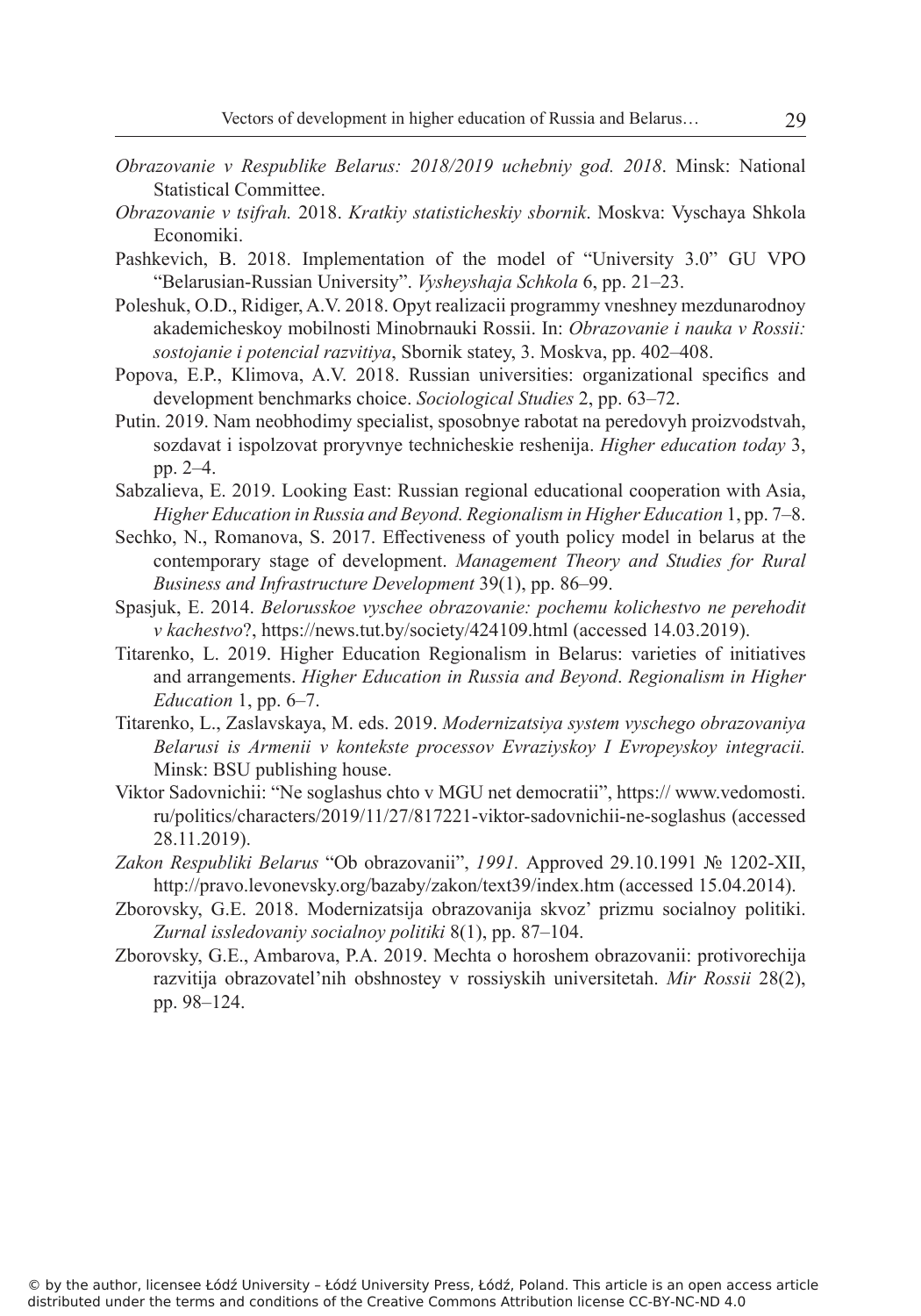*Obrazovanie v Respublike Belarus: 2018/2019 uchebniy god. 2018*. Minsk: National Statistical Committee.

*Obrazovanie v tsifrah.* 2018. *Kratkiy statisticheskiy sbornik*. Moskva: Vyschaya Shkola Economiki.

Pashkevich, B. 2018. Implementation of the model of "University 3.0" GU VPO "Belarusian-Russian University". *Vysheyshaja Schkola* 6, pp. 21–23.

Poleshuk, O.D., Ridiger, A.V. 2018. Opyt realizacii programmy vneshney mezdunarodnoy akademicheskoy mobilnosti Minobrnauki Rossii. In: *Obrazovanie i nauka v Rossii: sostojanie i potencial razvitiya*, Sbornik statey, 3. Moskva, pp. 402–408.

Popova, E.P., Klimova, A.V. 2018. Russian universities: organizational specifics and development benchmarks choice. *Sociological Studies* 2, pp. 63–72.

Putin. 2019. Nam neobhodimy specialist, sposobnye rabotat na peredovyh proizvodstvah, sozdavat i ispolzovat proryvnye technicheskie reshenija. *Higher education today* 3, pp. 2–4.

Sabzalieva, E. 2019. Looking East: Russian regional educational cooperation with Asia, *Higher Education in Russia and Beyond. Regionalism in Higher Education* 1, pp. 7–8.

Sechko, N., Romanova, S. 2017. Effectiveness of youth policy model in belarus at the contemporary stage of development. *Management Theory and Studies for Rural Business and Infrastructure Development* 39(1), pp. 86–99.

Spasjuk, E. 2014. *Belorusskoe vyschee obrazovanie: pochemu kolichestvo ne perehodit v kachestvo*?, https://news.tut.by/society/424109.html (accessed 14.03.2019).

Titarenko, L. 2019. Higher Education Regionalism in Belarus: varieties of initiatives and arrangements. *Higher Education in Russia and Beyond*. *Regionalism in Higher Education* 1, pp. 6–7.

Titarenko, L., Zaslavskaya, M. eds. 2019. *Modernizatsiya system vyschego obrazovaniya Belarusi is Armenii v kontekste processov Evraziyskoy I Evropeyskoy integracii.* Minsk: BSU publishing house.

Viktor Sadovnichii: "Ne soglashus chto v MGU net democratii", https:// www.vedomosti.ru/politics/characters/2019/11/27/817221-viktor-sadovnichii-ne-soglashus (accessed 28.11.2019).

*Zakon Respubliki Belarus* "Ob obrazovanii", *1991.* Approved 29.10.1991 № 1202-XII, http://pravo.levonevsky.org/bazaby/zakon/text39/index.htm (accessed 15.04.2014).

Zborovsky, G.E. 2018. Modernizatsija obrazovanija skvoz' prizmu socialnoy politiki. *Zurnal issledovaniy socialnoy politiki* 8(1), pp. 87–104.

Zborovsky, G.E., Ambarova, P.A. 2019. Mechta o horoshem obrazovanii: protivorechija razvitija obrazovatel'nih obshnostey v rossiyskih universitetah. *Mir Rossii* 28(2), pp. 98–124.